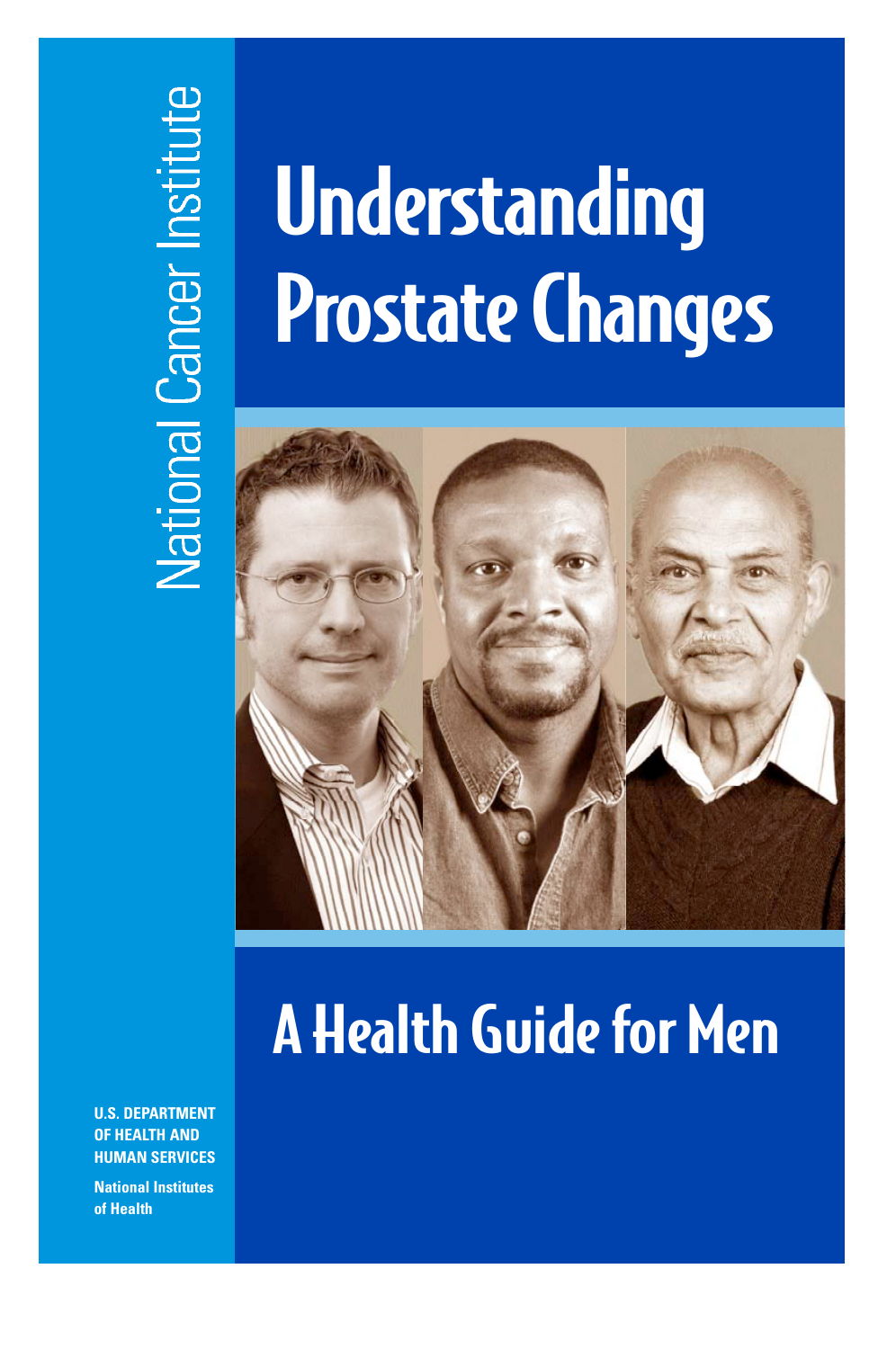National Cancer Institute

# Understanding Prostate Changes

## A Health Guide for Men

**U.S. DEPARTMENT OF HEALTH AND HUMAN SERVICES**

**National Institutes of Health**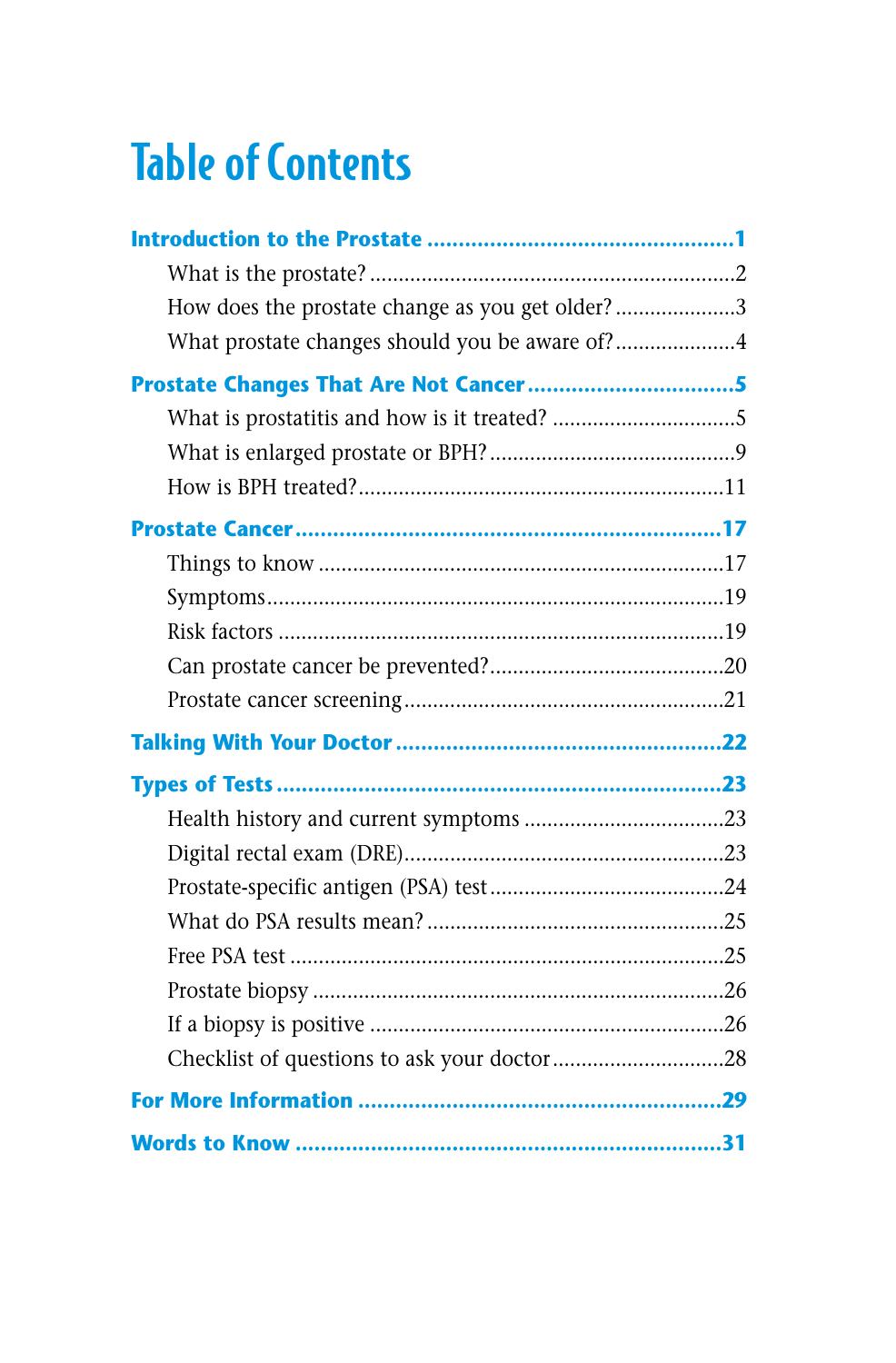# Table of Contents

**Introduction to the Prostate** ............................................. **1**

- What is the prostate? ............................................. 2
- How does the prostate change as you get older? ............................................. 3
- What prostate changes should you be aware of? ............................................. 4

**Prostate Changes That Are Not Cancer** ............................................. **5**

- What is prostatitis and how is it treated? ............................................. 5
- What is enlarged prostate or BPH? ............................................. 9
- How is BPH treated? ............................................. 11

**Prostate Cancer** ............................................. **17**

- Things to know ............................................. 17
- Symptoms ............................................. 19
- Risk factors ............................................. 19
- Can prostate cancer be prevented? ............................................. 20
- Prostate cancer screening ............................................. 21

**Talking With Your Doctor** ............................................. **22**

**Types of Tests** ............................................. **23**

- Health history and current symptoms ............................................. 23
- Digital rectal exam (DRE) ............................................. 23
- Prostate-specific antigen (PSA) test ............................................. 24
- What do PSA results mean? ............................................. 25
- Free PSA test ............................................. 25
- Prostate biopsy ............................................. 26
- If a biopsy is positive ............................................. 26
- Checklist of questions to ask your doctor ............................................. 28

**For More Information** ............................................. **29**

**Words to Know** ............................................. **31**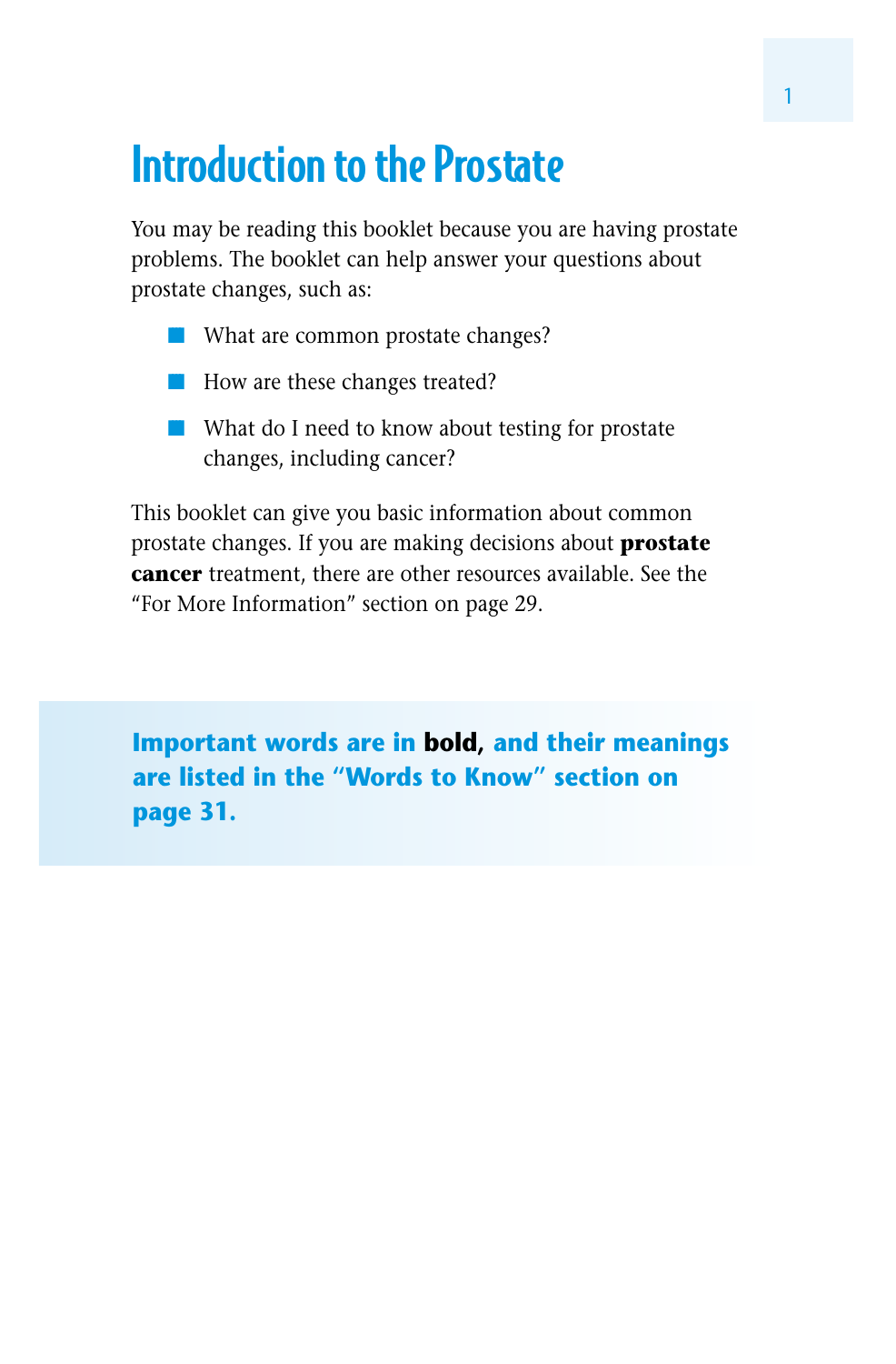# Introduction to the Prostate

You may be reading this booklet because you are having prostate problems. The booklet can help answer your questions about prostate changes, such as:

- What are common prostate changes?
- How are these changes treated?
- What do I need to know about testing for prostate changes, including cancer?

This booklet can give you basic information about common prostate changes. If you are making decisions about **prostate cancer** treatment, there are other resources available. See the "For More Information" section on page 29.

**Important words are in bold, and their meanings are listed in the "Words to Know" section on page 31.**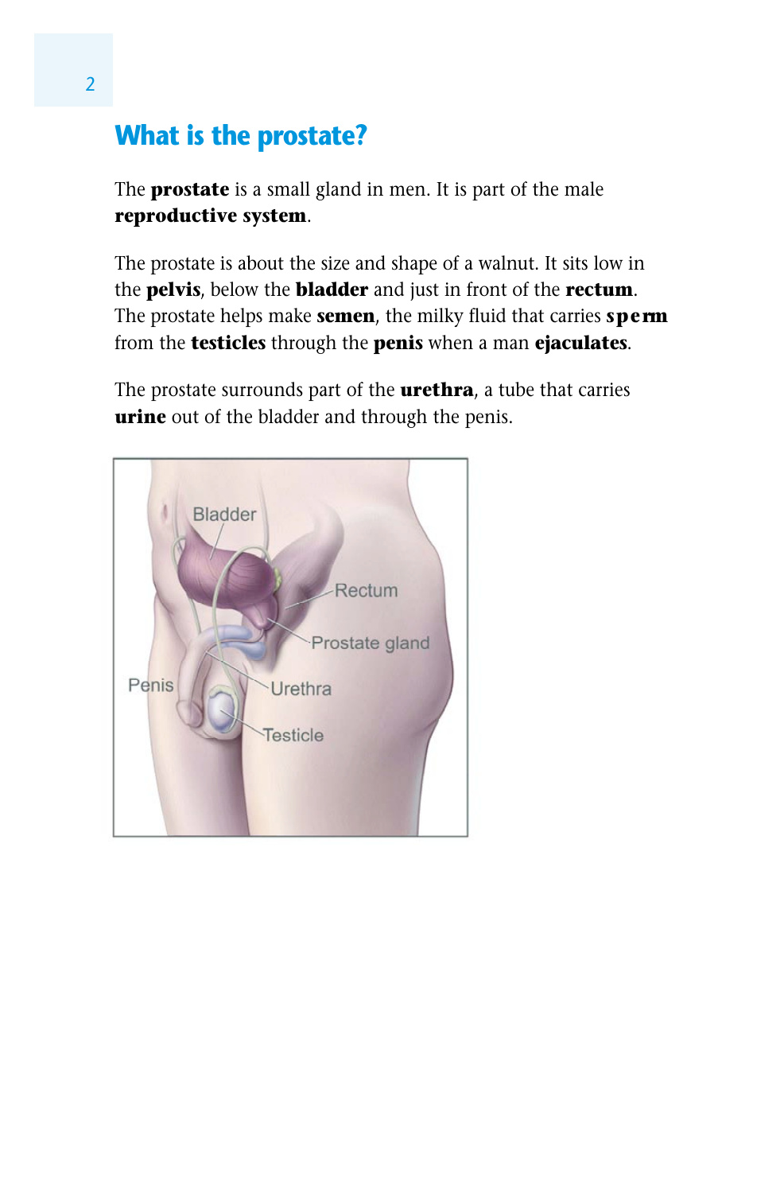## What is the prostate?

The **prostate** is a small gland in men. It is part of the male **reproductive system**.

The prostate is about the size and shape of a walnut. It sits low in the **pelvis**, below the **bladder** and just in front of the **rectum**. The prostate helps make **semen**, the milky fluid that carries **sperm** from the **testicles** through the **penis** when a man **ejaculates**.

The prostate surrounds part of the **urethra**, a tube that carries **urine** out of the bladder and through the penis.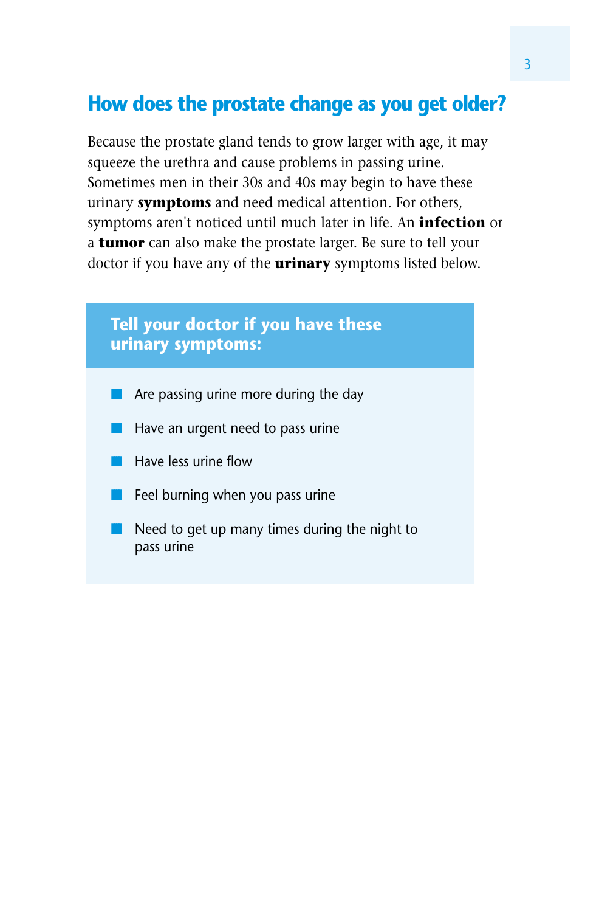## How does the prostate change as you get older?

Because the prostate gland tends to grow larger with age, it may squeeze the urethra and cause problems in passing urine. Sometimes men in their 30s and 40s may begin to have these urinary **symptoms** and need medical attention. For others, symptoms aren't noticed until much later in life. An **infection** or a **tumor** can also make the prostate larger. Be sure to tell your doctor if you have any of the **urinary** symptoms listed below.

**Tell your doctor if you have these urinary symptoms:**

- Are passing urine more during the day
- Have an urgent need to pass urine
- Have less urine flow
- Feel burning when you pass urine
- Need to get up many times during the night to pass urine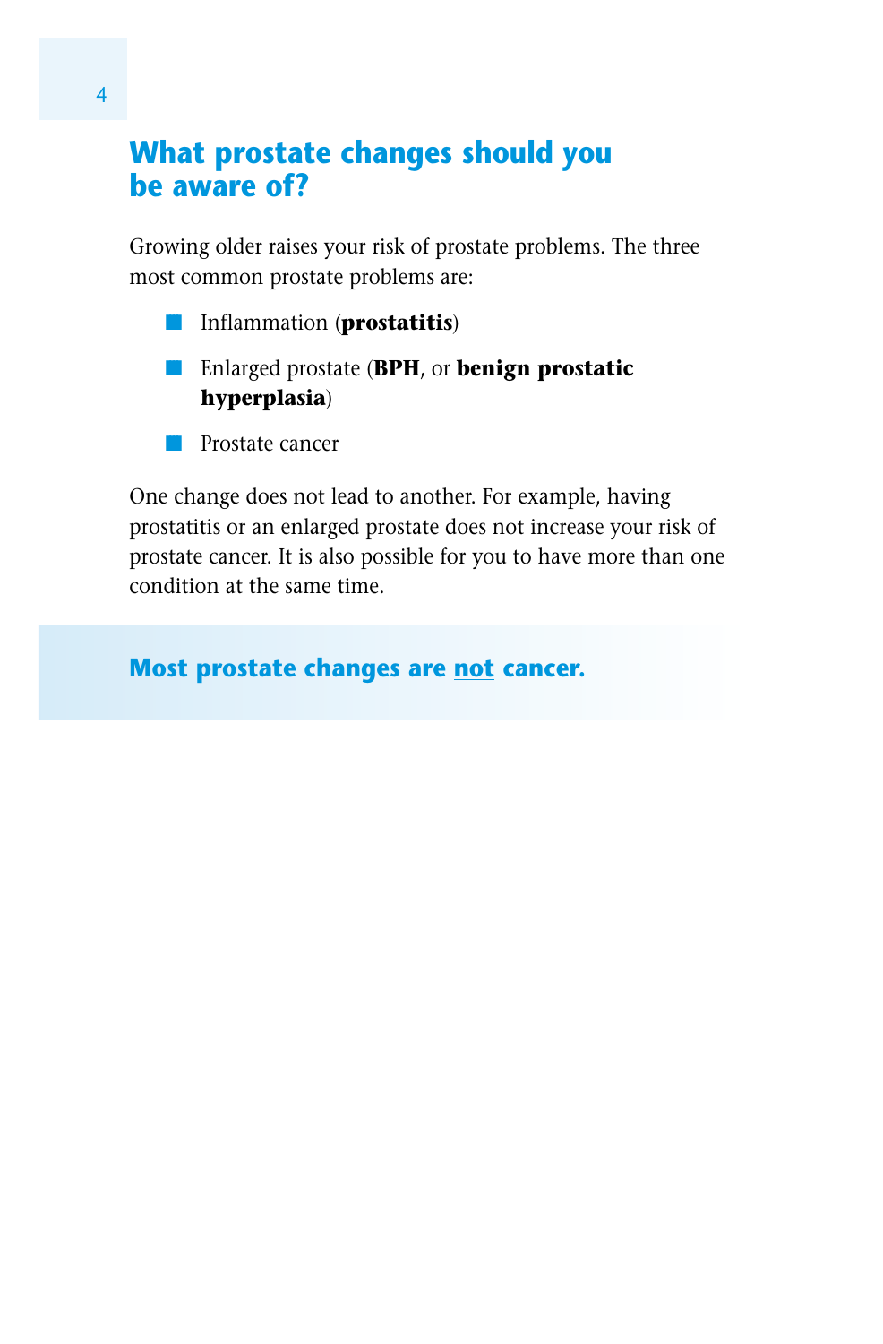## What prostate changes should you be aware of?

Growing older raises your risk of prostate problems. The three most common prostate problems are:

- Inflammation (**prostatitis**)
- Enlarged prostate (**BPH**, or **benign prostatic hyperplasia**)
- Prostate cancer

One change does not lead to another. For example, having prostatitis or an enlarged prostate does not increase your risk of prostate cancer. It is also possible for you to have more than one condition at the same time.

**Most prostate changes are <u>not</u> cancer.**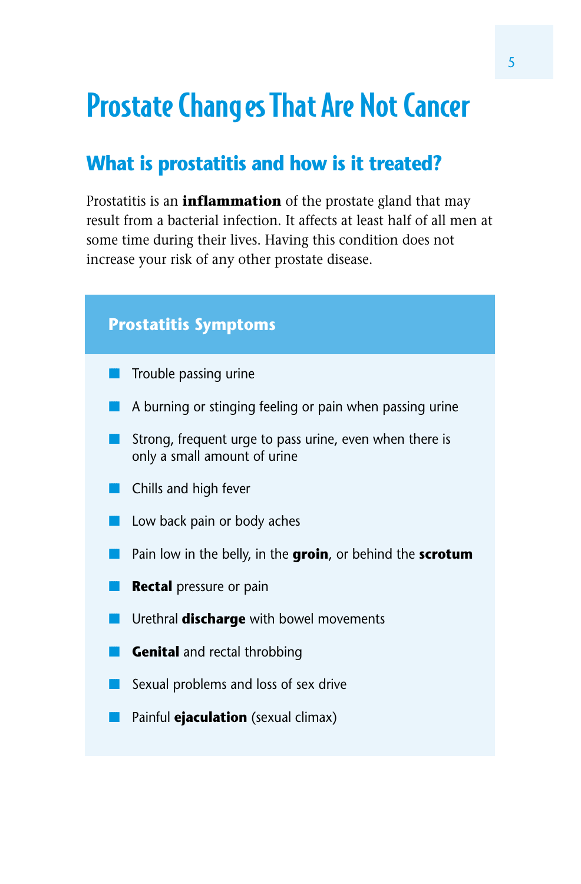# Prostate Changes That Are Not Cancer

## What is prostatitis and how is it treated?

Prostatitis is an **inflammation** of the prostate gland that may result from a bacterial infection. It affects at least half of all men at some time during their lives. Having this condition does not increase your risk of any other prostate disease.

### Prostatitis Symptoms

- Trouble passing urine
- A burning or stinging feeling or pain when passing urine
- Strong, frequent urge to pass urine, even when there is only a small amount of urine
- Chills and high fever
- Low back pain or body aches
- Pain low in the belly, in the **groin**, or behind the **scrotum**
- **Rectal** pressure or pain
- Urethral **discharge** with bowel movements
- **Genital** and rectal throbbing
- Sexual problems and loss of sex drive
- Painful **ejaculation** (sexual climax)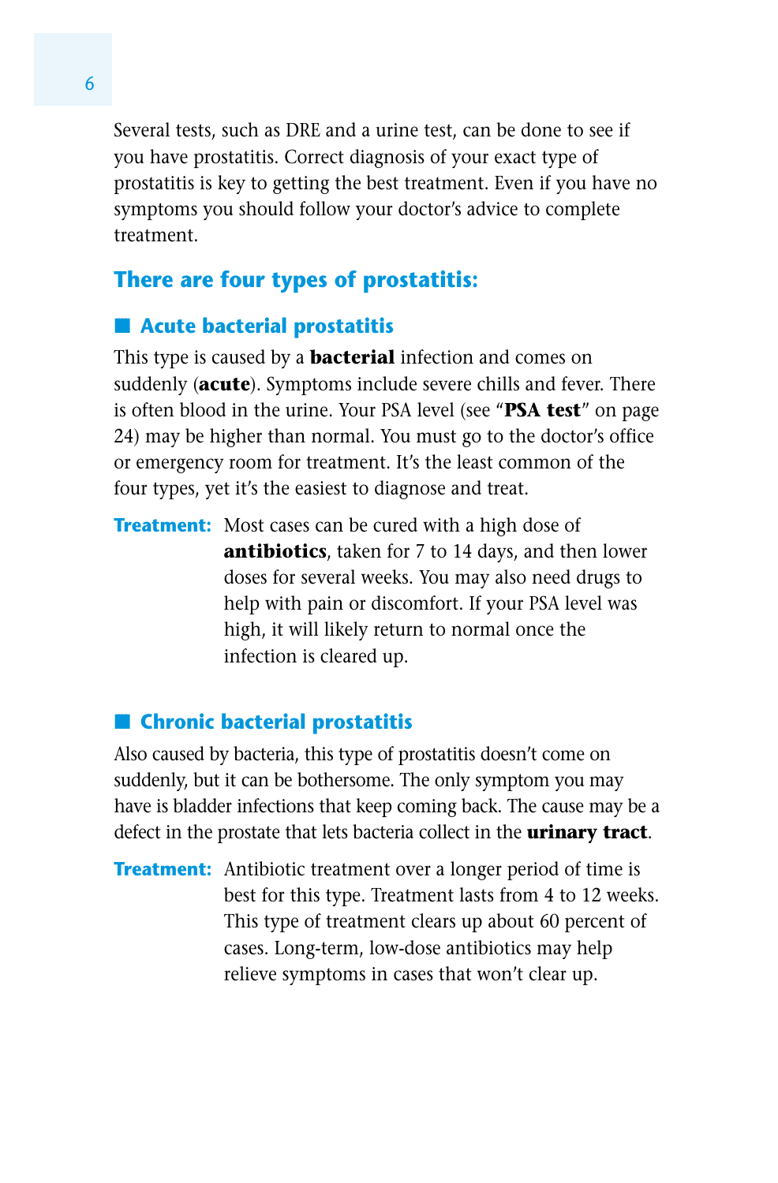Several tests, such as DRE and a urine test, can be done to see if you have prostatitis. Correct diagnosis of your exact type of prostatitis is key to getting the best treatment. Even if you have no symptoms you should follow your doctor's advice to complete treatment.

## There are four types of prostatitis:

### Acute bacterial prostatitis

This type is caused by a **bacterial** infection and comes on suddenly (**acute**). Symptoms include severe chills and fever. There is often blood in the urine. Your PSA level (see "**PSA test**" on page 24) may be higher than normal. You must go to the doctor's office or emergency room for treatment. It's the least common of the four types, yet it's the easiest to diagnose and treat.

**Treatment:** Most cases can be cured with a high dose of **antibiotics**, taken for 7 to 14 days, and then lower doses for several weeks. You may also need drugs to help with pain or discomfort. If your PSA level was high, it will likely return to normal once the infection is cleared up.

### Chronic bacterial prostatitis

Also caused by bacteria, this type of prostatitis doesn't come on suddenly, but it can be bothersome. The only symptom you may have is bladder infections that keep coming back. The cause may be a defect in the prostate that lets bacteria collect in the **urinary tract**.

**Treatment:** Antibiotic treatment over a longer period of time is best for this type. Treatment lasts from 4 to 12 weeks. This type of treatment clears up about 60 percent of cases. Long-term, low-dose antibiotics may help relieve symptoms in cases that won't clear up.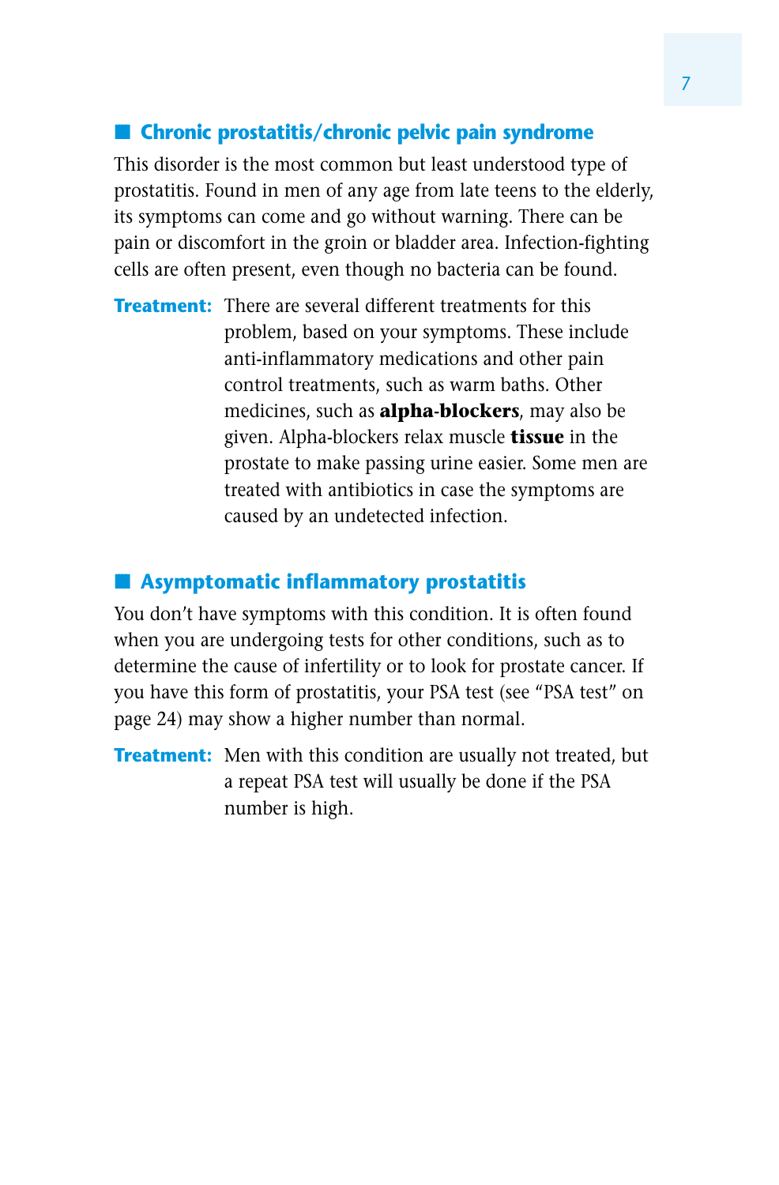## Chronic prostatitis/chronic pelvic pain syndrome

This disorder is the most common but least understood type of prostatitis. Found in men of any age from late teens to the elderly, its symptoms can come and go without warning. There can be pain or discomfort in the groin or bladder area. Infection-fighting cells are often present, even though no bacteria can be found.

**Treatment:** There are several different treatments for this problem, based on your symptoms. These include anti-inflammatory medications and other pain control treatments, such as warm baths. Other medicines, such as **alpha-blockers**, may also be given. Alpha-blockers relax muscle **tissue** in the prostate to make passing urine easier. Some men are treated with antibiotics in case the symptoms are caused by an undetected infection.

## Asymptomatic inflammatory prostatitis

You don't have symptoms with this condition. It is often found when you are undergoing tests for other conditions, such as to determine the cause of infertility or to look for prostate cancer. If you have this form of prostatitis, your PSA test (see "PSA test" on page 24) may show a higher number than normal.

**Treatment:** Men with this condition are usually not treated, but a repeat PSA test will usually be done if the PSA number is high.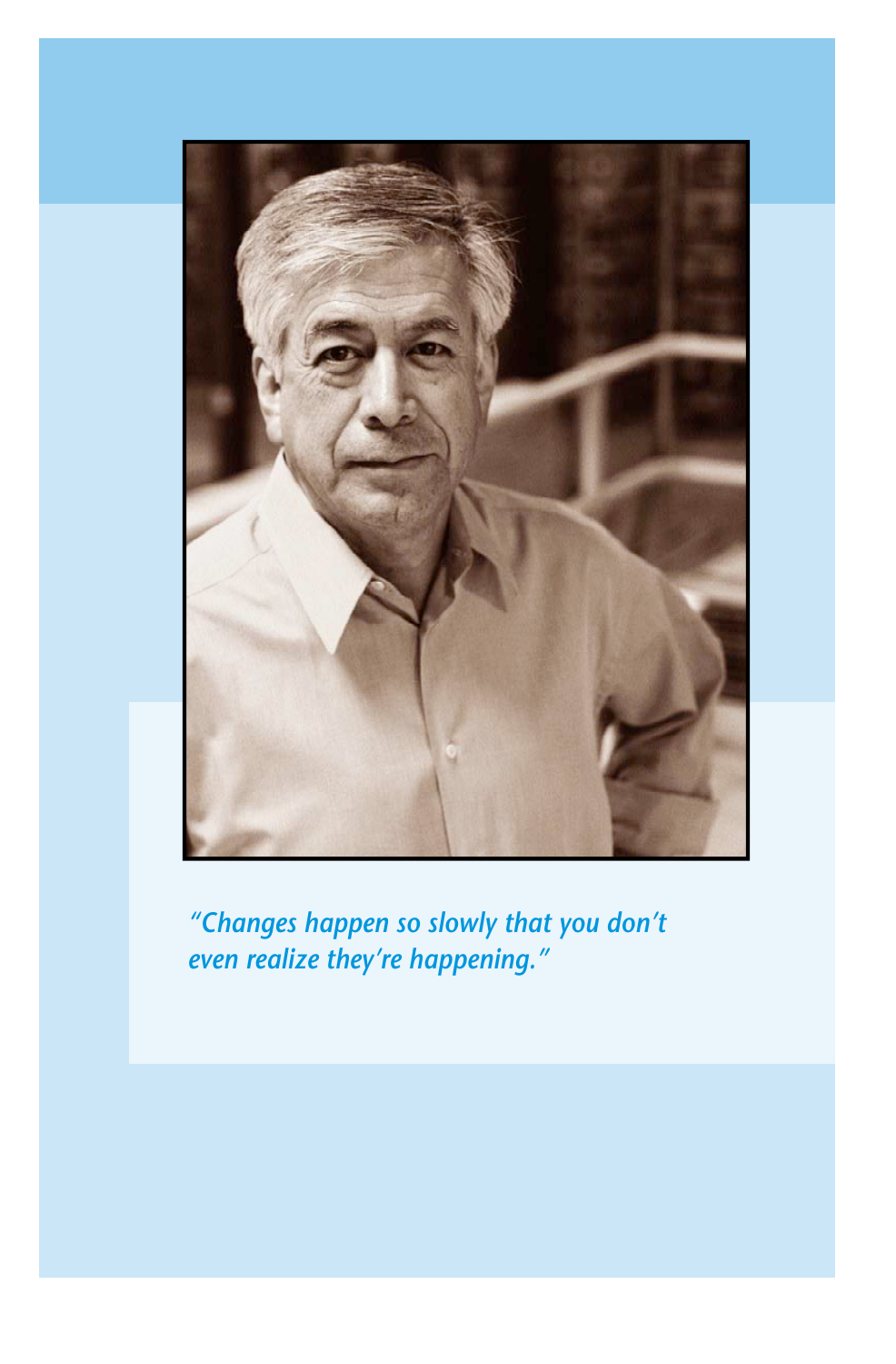*"Changes happen so slowly that you don't even realize they're happening."*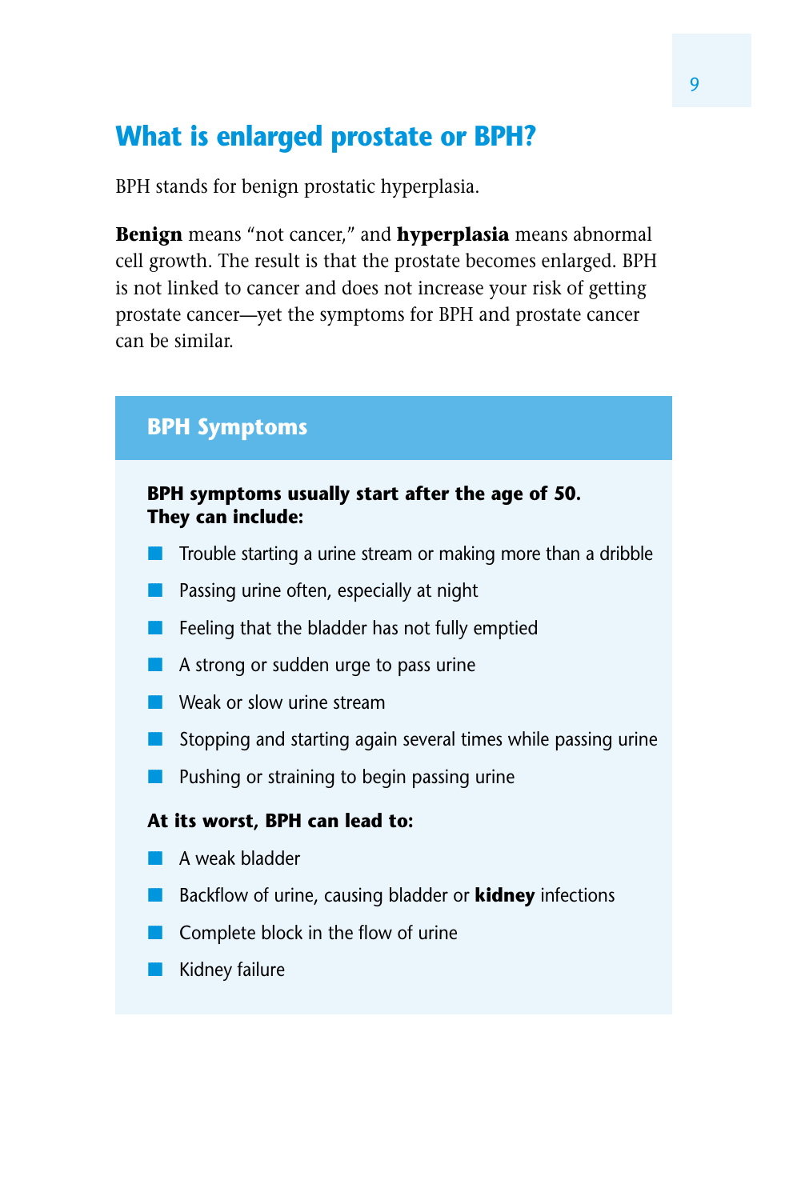## What is enlarged prostate or BPH?

BPH stands for benign prostatic hyperplasia.

**Benign** means "not cancer," and **hyperplasia** means abnormal cell growth. The result is that the prostate becomes enlarged. BPH is not linked to cancer and does not increase your risk of getting prostate cancer—yet the symptoms for BPH and prostate cancer can be similar.

### BPH Symptoms

**BPH symptoms usually start after the age of 50. They can include:**

- Trouble starting a urine stream or making more than a dribble
- Passing urine often, especially at night
- Feeling that the bladder has not fully emptied
- A strong or sudden urge to pass urine
- Weak or slow urine stream
- Stopping and starting again several times while passing urine
- Pushing or straining to begin passing urine

**At its worst, BPH can lead to:**

- A weak bladder
- Backflow of urine, causing bladder or **kidney** infections
- Complete block in the flow of urine
- Kidney failure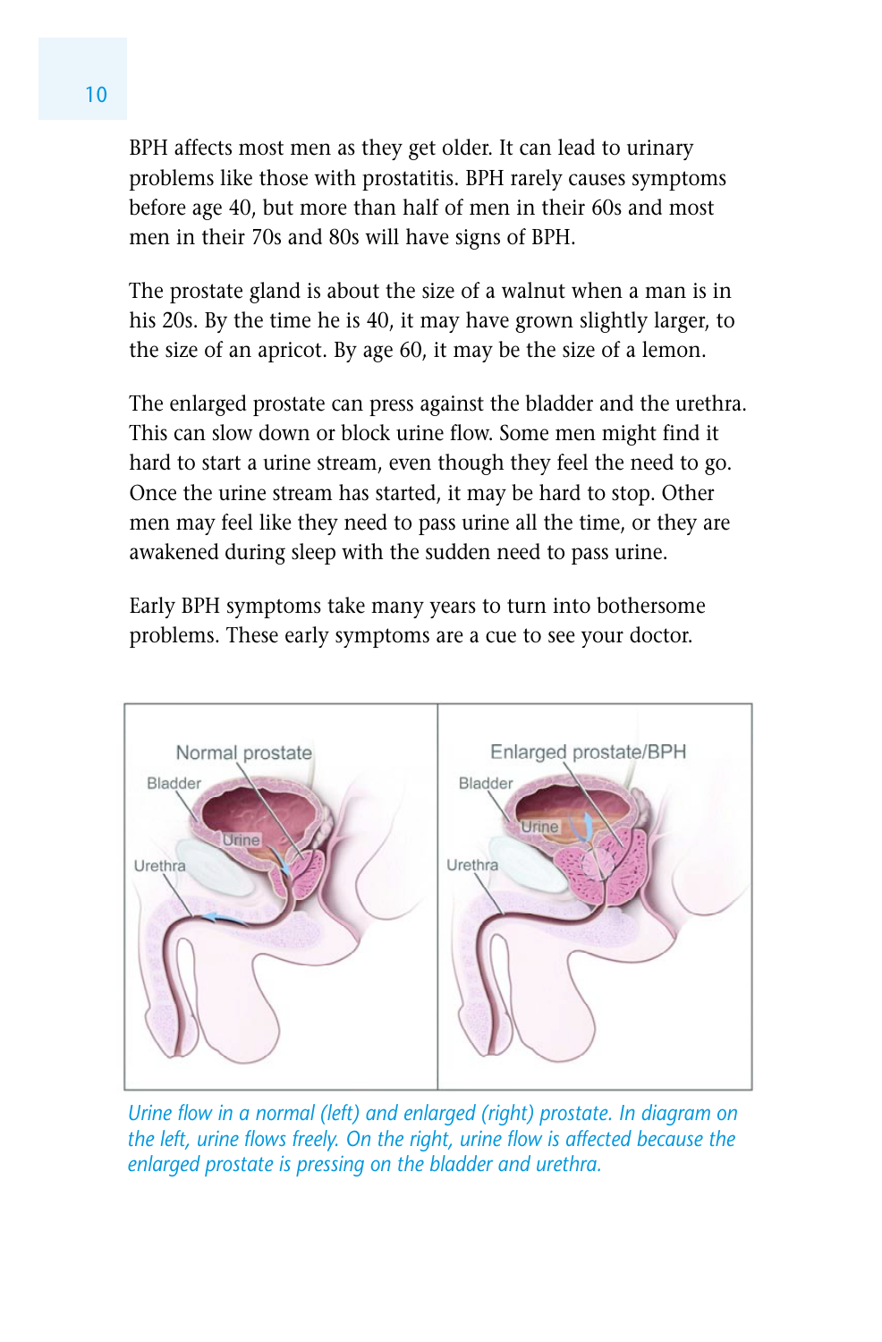BPH affects most men as they get older. It can lead to urinary problems like those with prostatitis. BPH rarely causes symptoms before age 40, but more than half of men in their 60s and most men in their 70s and 80s will have signs of BPH.

The prostate gland is about the size of a walnut when a man is in his 20s. By the time he is 40, it may have grown slightly larger, to the size of an apricot. By age 60, it may be the size of a lemon.

The enlarged prostate can press against the bladder and the urethra. This can slow down or block urine flow. Some men might find it hard to start a urine stream, even though they feel the need to go. Once the urine stream has started, it may be hard to stop. Other men may feel like they need to pass urine all the time, or they are awakened during sleep with the sudden need to pass urine.

Early BPH symptoms take many years to turn into bothersome problems. These early symptoms are a cue to see your doctor.

*Urine flow in a normal (left) and enlarged (right) prostate. In diagram on the left, urine flows freely. On the right, urine flow is affected because the enlarged prostate is pressing on the bladder and urethra.*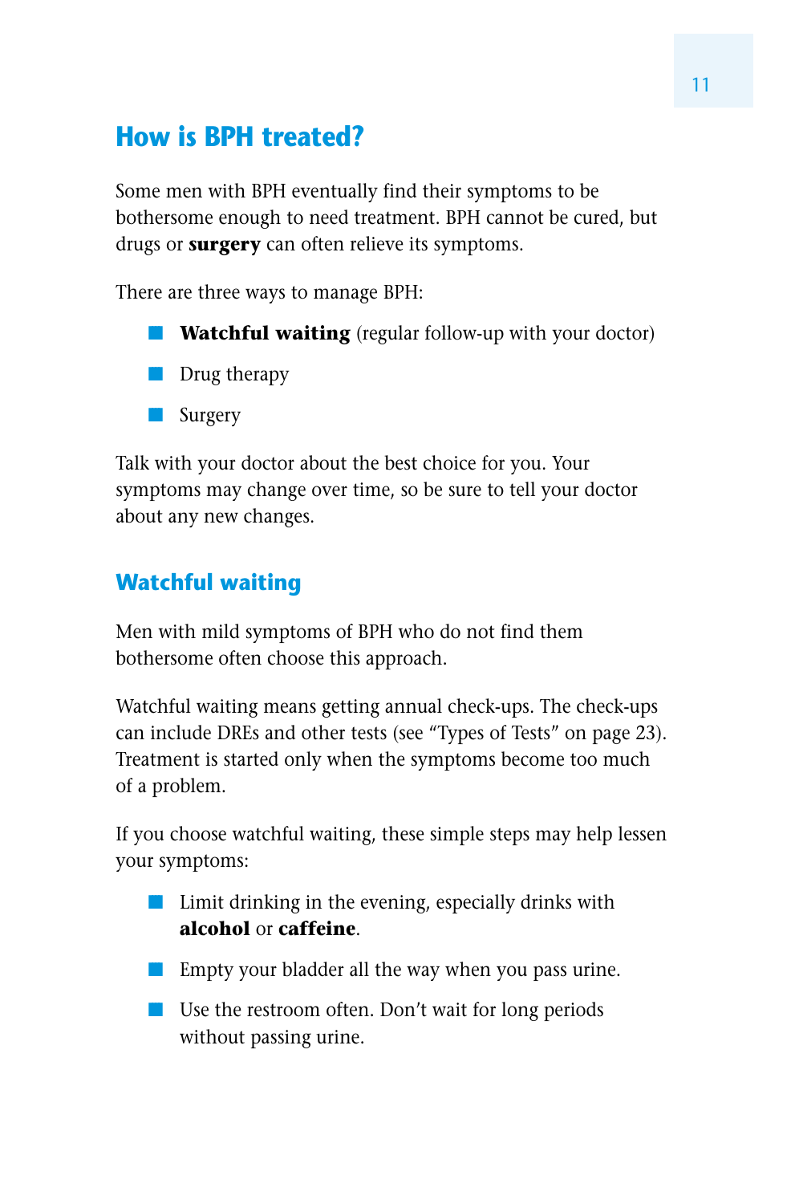## How is BPH treated?

Some men with BPH eventually find their symptoms to be bothersome enough to need treatment. BPH cannot be cured, but drugs or **surgery** can often relieve its symptoms.

There are three ways to manage BPH:

- **Watchful waiting** (regular follow-up with your doctor)
- Drug therapy
- Surgery

Talk with your doctor about the best choice for you. Your symptoms may change over time, so be sure to tell your doctor about any new changes.

### Watchful waiting

Men with mild symptoms of BPH who do not find them bothersome often choose this approach.

Watchful waiting means getting annual check-ups. The check-ups can include DREs and other tests (see “Types of Tests” on page 23). Treatment is started only when the symptoms become too much of a problem.

If you choose watchful waiting, these simple steps may help lessen your symptoms:

- Limit drinking in the evening, especially drinks with **alcohol** or **caffeine**.
- Empty your bladder all the way when you pass urine.
- Use the restroom often. Don’t wait for long periods without passing urine.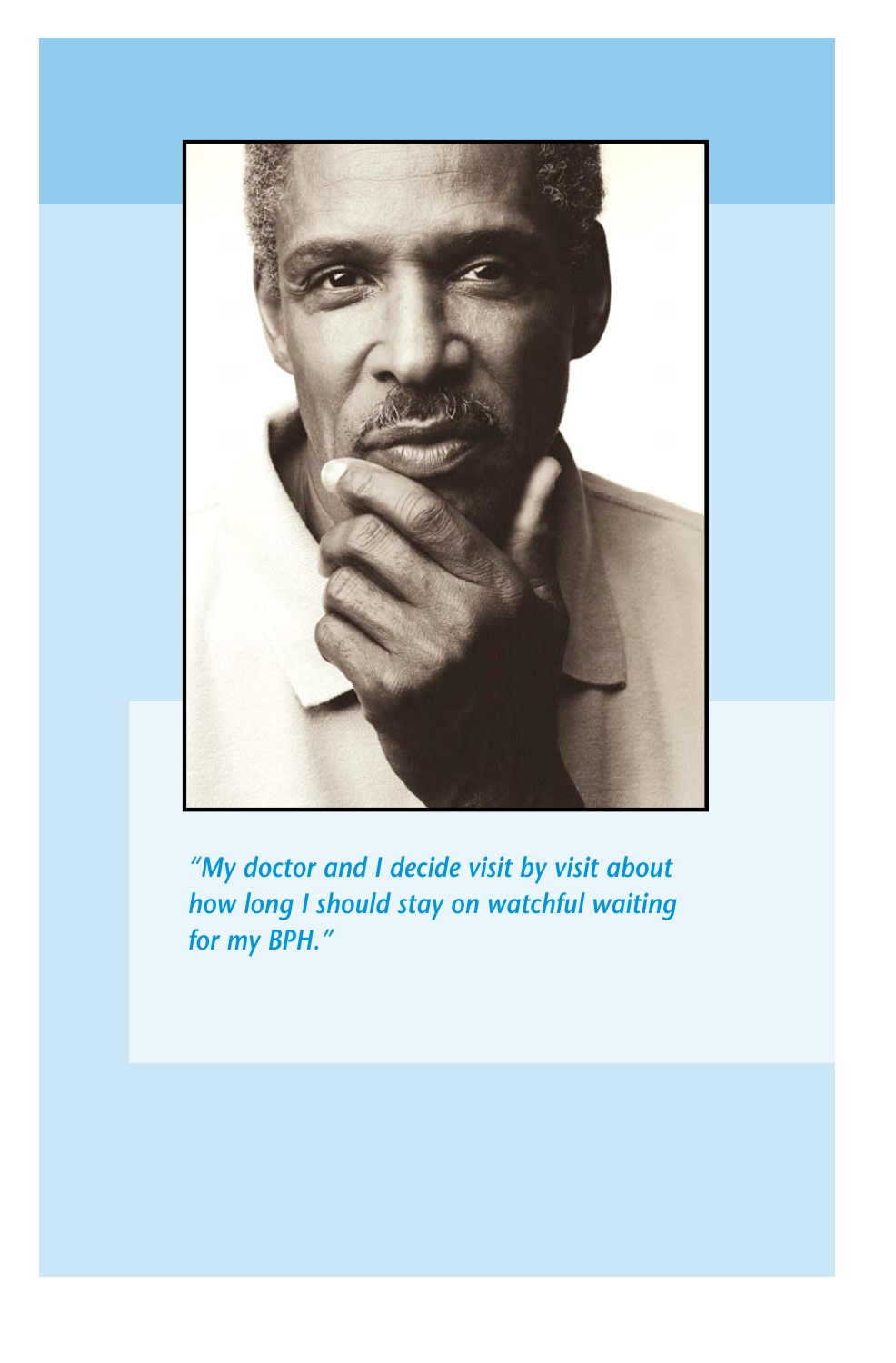*"My doctor and I decide visit by visit about how long I should stay on watchful waiting for my BPH."*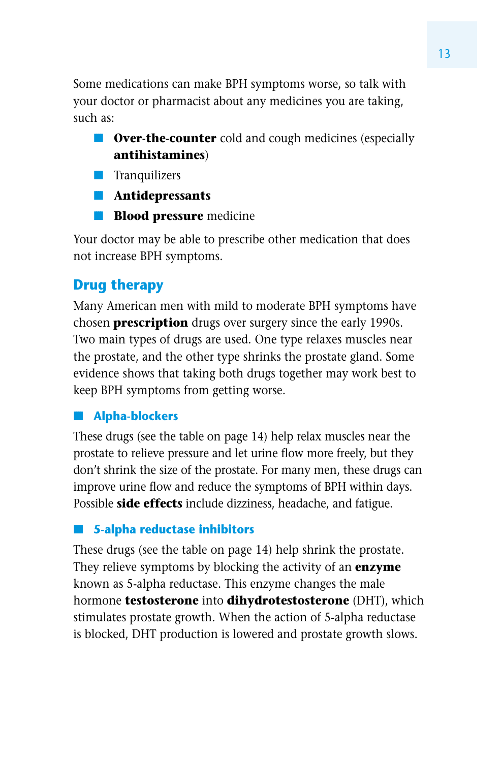Some medications can make BPH symptoms worse, so talk with your doctor or pharmacist about any medicines you are taking, such as:

- **Over-the-counter** cold and cough medicines (especially **antihistamines**)
- Tranquilizers
- **Antidepressants**
- **Blood pressure** medicine

Your doctor may be able to prescribe other medication that does not increase BPH symptoms.

## Drug therapy

Many American men with mild to moderate BPH symptoms have chosen **prescription** drugs over surgery since the early 1990s. Two main types of drugs are used. One type relaxes muscles near the prostate, and the other type shrinks the prostate gland. Some evidence shows that taking both drugs together may work best to keep BPH symptoms from getting worse.

### Alpha-blockers

These drugs (see the table on page 14) help relax muscles near the prostate to relieve pressure and let urine flow more freely, but they don't shrink the size of the prostate. For many men, these drugs can improve urine flow and reduce the symptoms of BPH within days. Possible **side effects** include dizziness, headache, and fatigue.

### 5-alpha reductase inhibitors

These drugs (see the table on page 14) help shrink the prostate. They relieve symptoms by blocking the activity of an **enzyme** known as 5-alpha reductase. This enzyme changes the male hormone **testosterone** into **dihydrotestosterone** (DHT), which stimulates prostate growth. When the action of 5-alpha reductase is blocked, DHT production is lowered and prostate growth slows.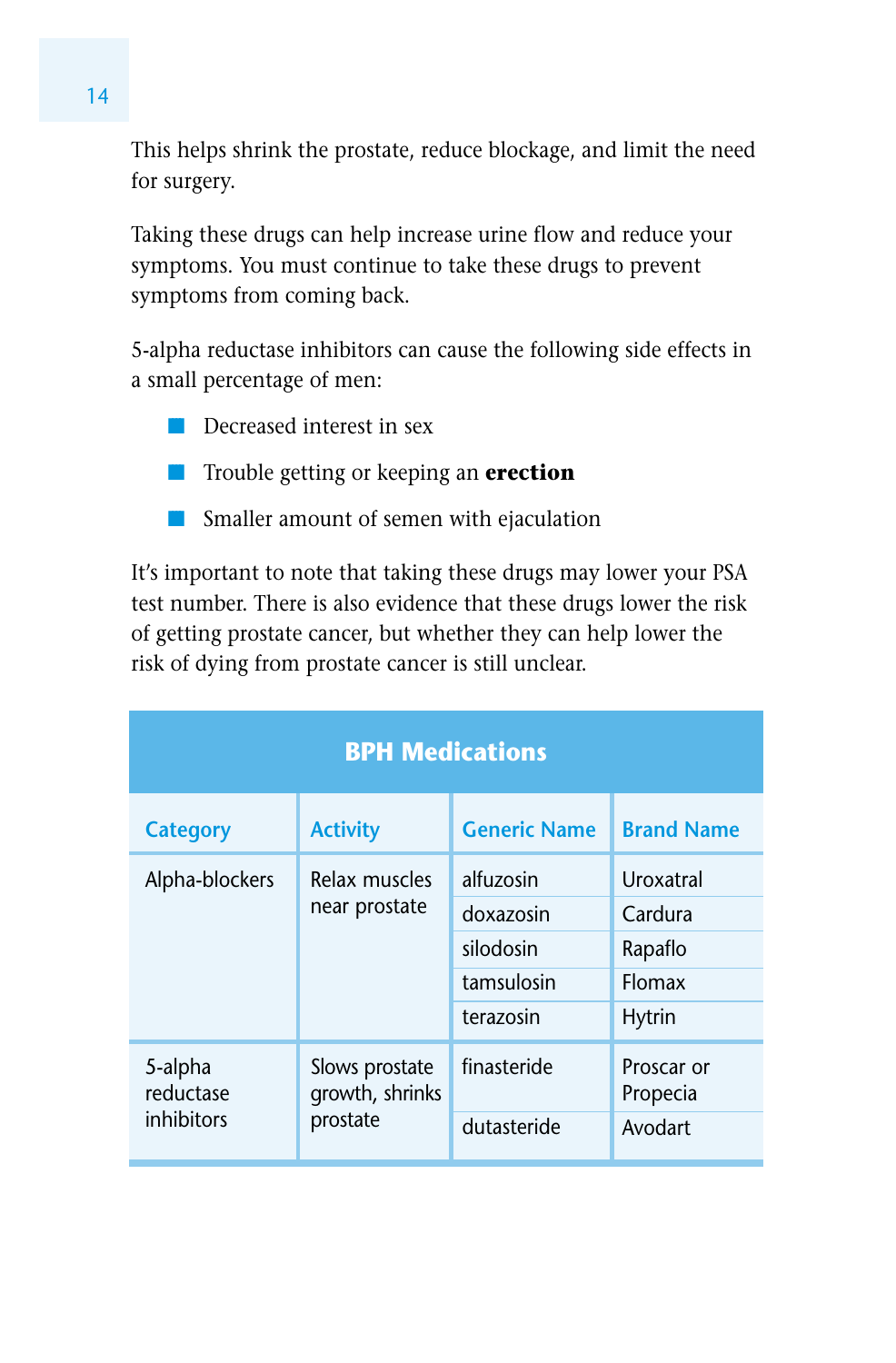This helps shrink the prostate, reduce blockage, and limit the need for surgery.

Taking these drugs can help increase urine flow and reduce your symptoms. You must continue to take these drugs to prevent symptoms from coming back.

5-alpha reductase inhibitors can cause the following side effects in a small percentage of men:

- Decreased interest in sex
- Trouble getting or keeping an **erection**
- Smaller amount of semen with ejaculation

It's important to note that taking these drugs may lower your PSA test number. There is also evidence that these drugs lower the risk of getting prostate cancer, but whether they can help lower the risk of dying from prostate cancer is still unclear.

**BPH Medications**

| Category | Activity | Generic Name | Brand Name |
|---|---|---|---|
| Alpha-blockers | Relax muscles near prostate | alfuzosin | Uroxatral |
| | | doxazosin | Cardura |
| | | silodosin | Rapaflo |
| | | tamsulosin | Flomax |
| | | terazosin | Hytrin |
| 5-alpha reductase inhibitors | Slows prostate growth, shrinks prostate | finasteride | Proscar or Propecia |
| | | dutasteride | Avodart |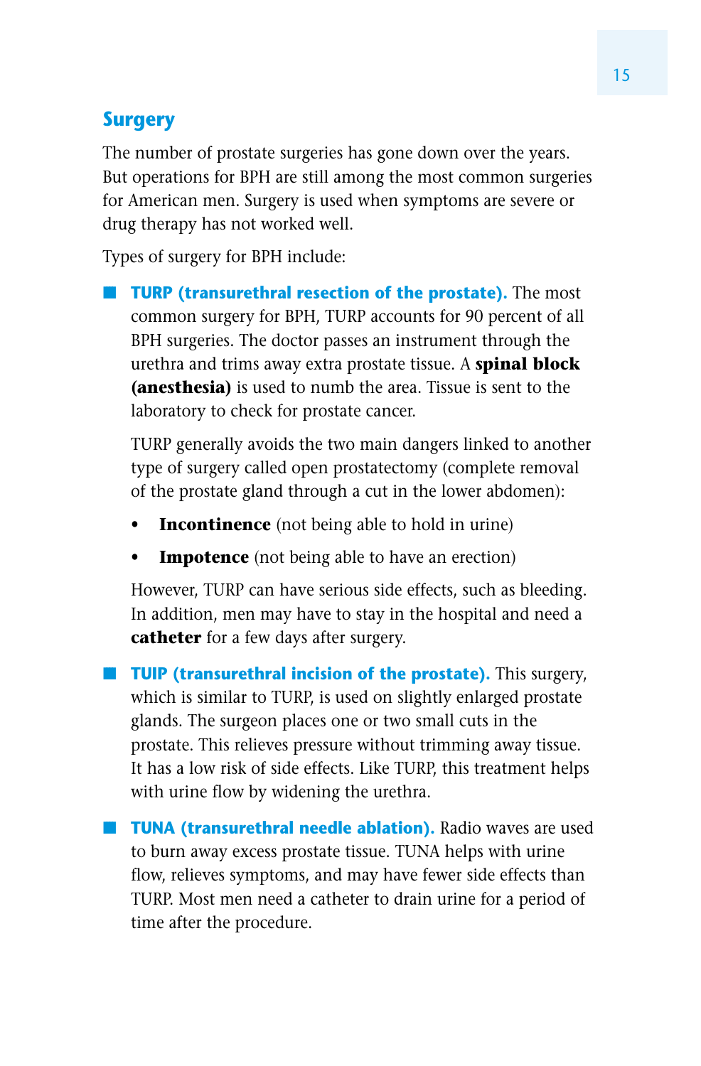## Surgery

The number of prostate surgeries has gone down over the years. But operations for BPH are still among the most common surgeries for American men. Surgery is used when symptoms are severe or drug therapy has not worked well.

Types of surgery for BPH include:

- **TURP (transurethral resection of the prostate).** The most common surgery for BPH, TURP accounts for 90 percent of all BPH surgeries. The doctor passes an instrument through the urethra and trims away extra prostate tissue. A **spinal block (anesthesia)** is used to numb the area. Tissue is sent to the laboratory to check for prostate cancer.

  TURP generally avoids the two main dangers linked to another type of surgery called open prostatectomy (complete removal of the prostate gland through a cut in the lower abdomen):

  - **Incontinence** (not being able to hold in urine)
  - **Impotence** (not being able to have an erection)

  However, TURP can have serious side effects, such as bleeding. In addition, men may have to stay in the hospital and need a **catheter** for a few days after surgery.

- **TUIP (transurethral incision of the prostate).** This surgery, which is similar to TURP, is used on slightly enlarged prostate glands. The surgeon places one or two small cuts in the prostate. This relieves pressure without trimming away tissue. It has a low risk of side effects. Like TURP, this treatment helps with urine flow by widening the urethra.

- **TUNA (transurethral needle ablation).** Radio waves are used to burn away excess prostate tissue. TUNA helps with urine flow, relieves symptoms, and may have fewer side effects than TURP. Most men need a catheter to drain urine for a period of time after the procedure.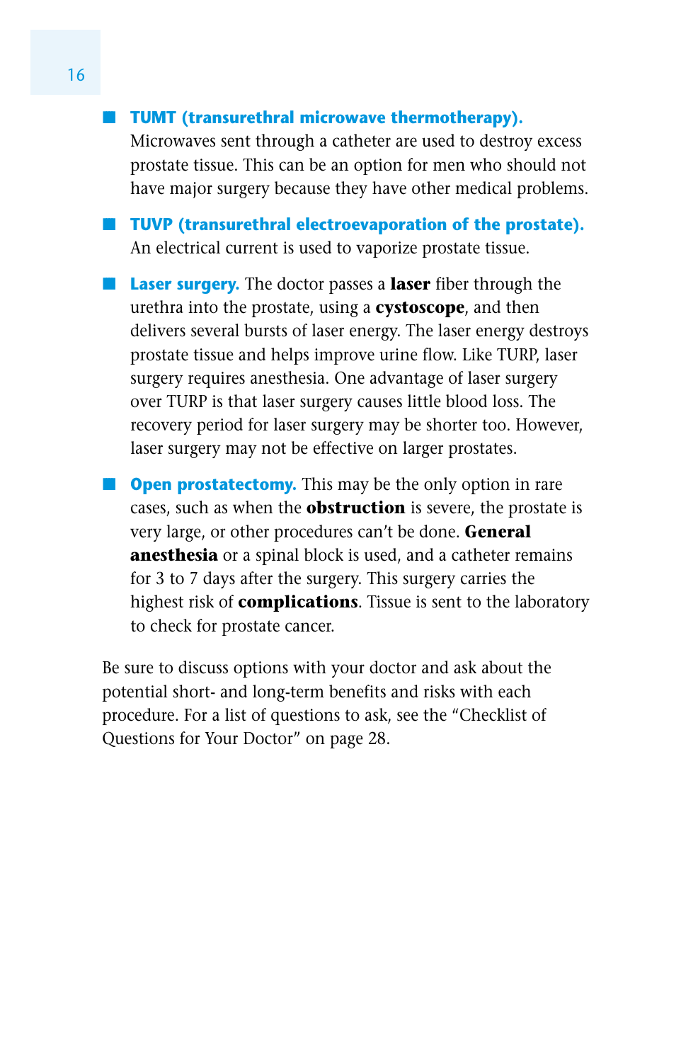- **TUMT (transurethral microwave thermotherapy).** Microwaves sent through a catheter are used to destroy excess prostate tissue. This can be an option for men who should not have major surgery because they have other medical problems.

- **TUVP (transurethral electroevaporation of the prostate).** An electrical current is used to vaporize prostate tissue.

- **Laser surgery.** The doctor passes a **laser** fiber through the urethra into the prostate, using a **cystoscope**, and then delivers several bursts of laser energy. The laser energy destroys prostate tissue and helps improve urine flow. Like TURP, laser surgery requires anesthesia. One advantage of laser surgery over TURP is that laser surgery causes little blood loss. The recovery period for laser surgery may be shorter too. However, laser surgery may not be effective on larger prostates.

- **Open prostatectomy.** This may be the only option in rare cases, such as when the **obstruction** is severe, the prostate is very large, or other procedures can't be done. **General anesthesia** or a spinal block is used, and a catheter remains for 3 to 7 days after the surgery. This surgery carries the highest risk of **complications**. Tissue is sent to the laboratory to check for prostate cancer.

Be sure to discuss options with your doctor and ask about the potential short- and long-term benefits and risks with each procedure. For a list of questions to ask, see the "Checklist of Questions for Your Doctor" on page 28.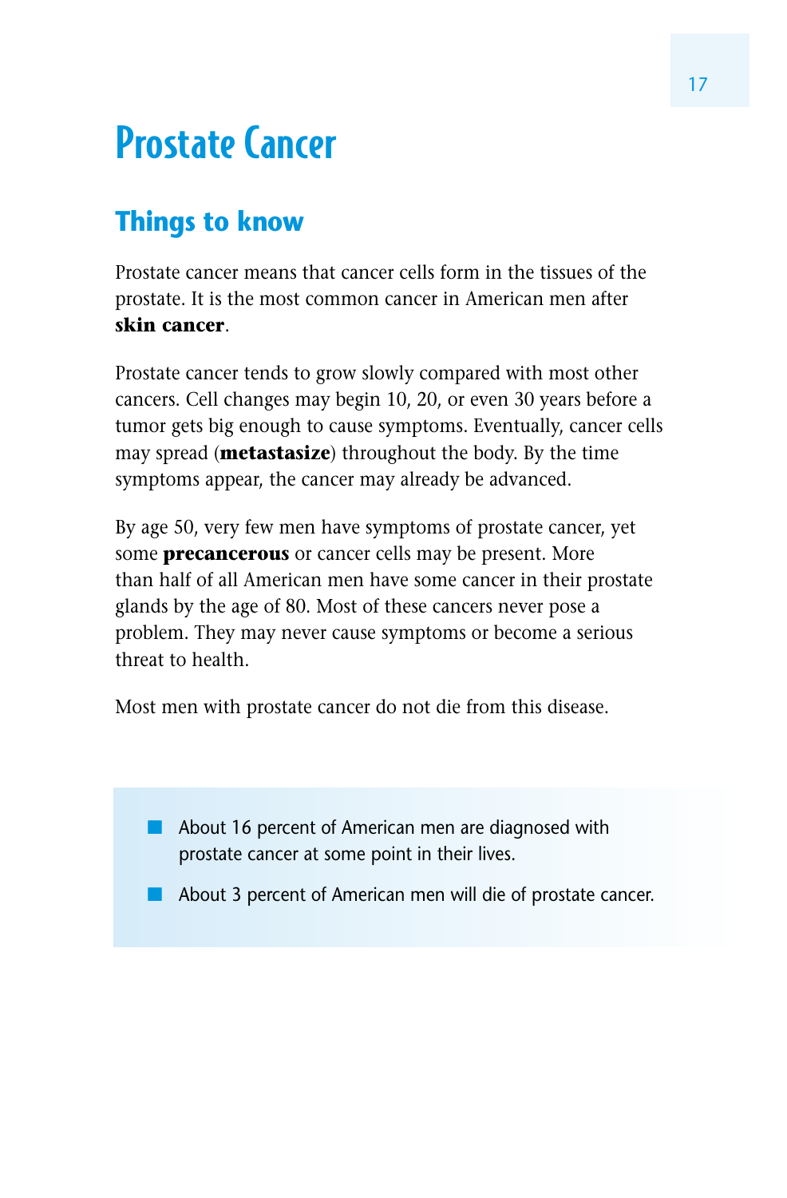# Prostate Cancer

## Things to know

Prostate cancer means that cancer cells form in the tissues of the prostate. It is the most common cancer in American men after **skin cancer**.

Prostate cancer tends to grow slowly compared with most other cancers. Cell changes may begin 10, 20, or even 30 years before a tumor gets big enough to cause symptoms. Eventually, cancer cells may spread (**metastasize**) throughout the body. By the time symptoms appear, the cancer may already be advanced.

By age 50, very few men have symptoms of prostate cancer, yet some **precancerous** or cancer cells may be present. More than half of all American men have some cancer in their prostate glands by the age of 80. Most of these cancers never pose a problem. They may never cause symptoms or become a serious threat to health.

Most men with prostate cancer do not die from this disease.

- About 16 percent of American men are diagnosed with prostate cancer at some point in their lives.
- About 3 percent of American men will die of prostate cancer.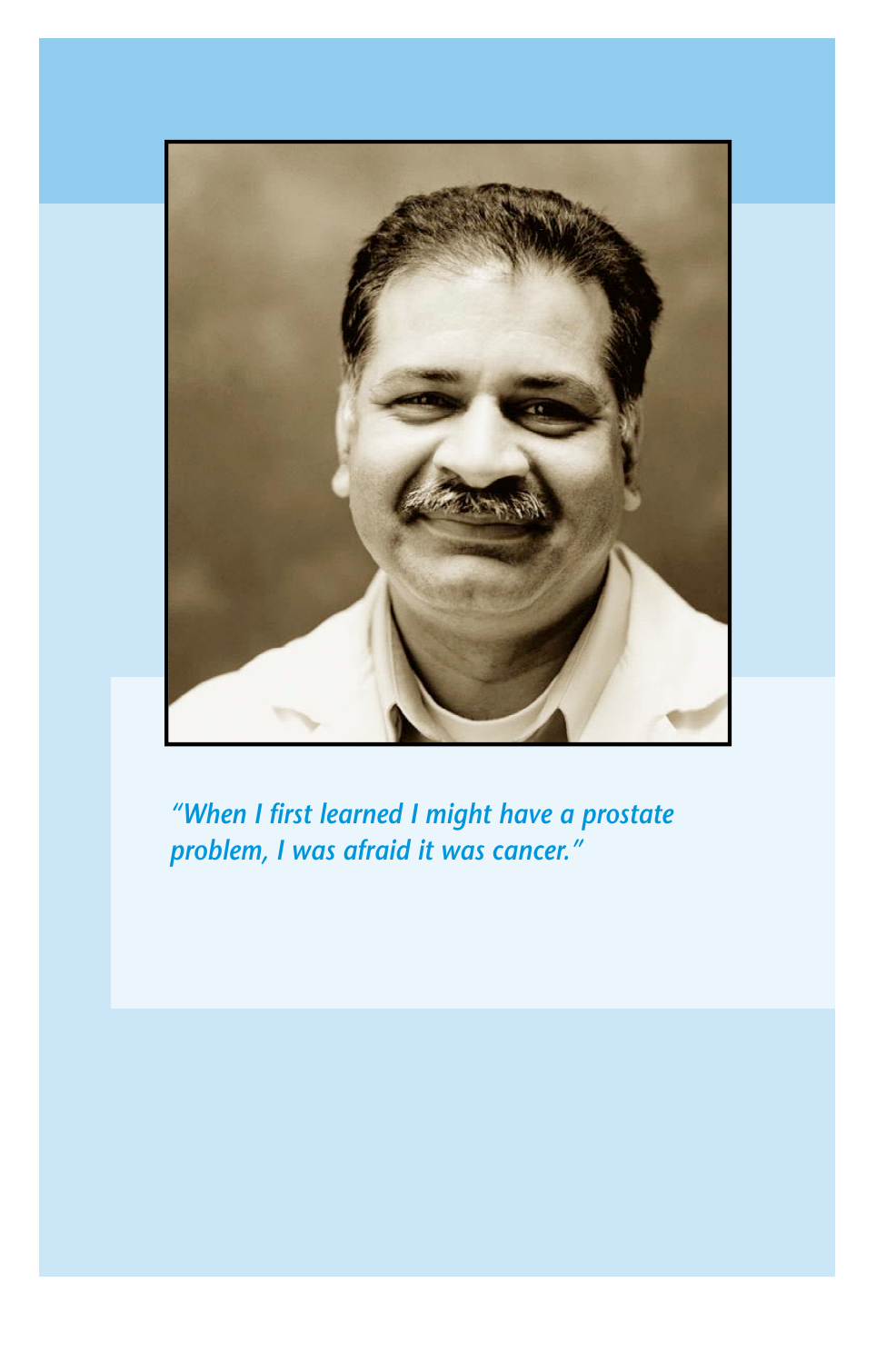*"When I first learned I might have a prostate problem, I was afraid it was cancer."*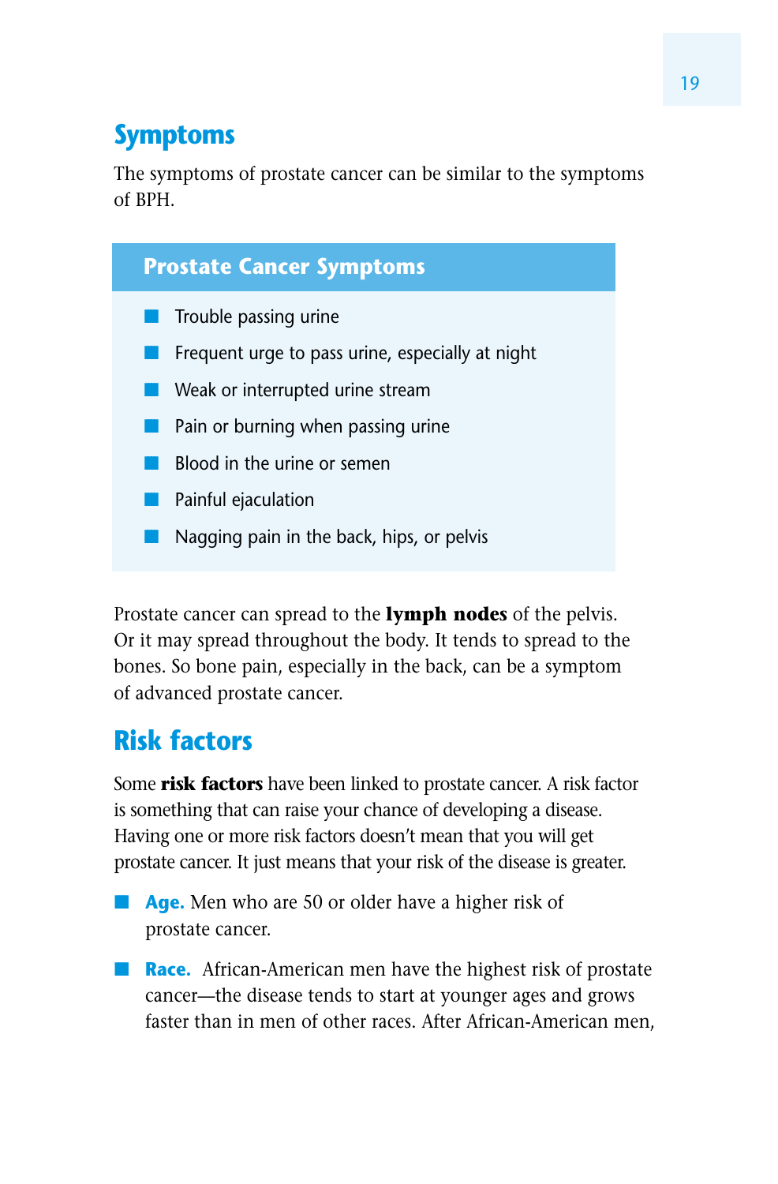## Symptoms

The symptoms of prostate cancer can be similar to the symptoms of BPH.

### Prostate Cancer Symptoms

- Trouble passing urine
- Frequent urge to pass urine, especially at night
- Weak or interrupted urine stream
- Pain or burning when passing urine
- Blood in the urine or semen
- Painful ejaculation
- Nagging pain in the back, hips, or pelvis

Prostate cancer can spread to the **lymph nodes** of the pelvis. Or it may spread throughout the body. It tends to spread to the bones. So bone pain, especially in the back, can be a symptom of advanced prostate cancer.

## Risk factors

Some **risk factors** have been linked to prostate cancer. A risk factor is something that can raise your chance of developing a disease. Having one or more risk factors doesn't mean that you will get prostate cancer. It just means that your risk of the disease is greater.

- **Age.** Men who are 50 or older have a higher risk of prostate cancer.
- **Race.** African-American men have the highest risk of prostate cancer—the disease tends to start at younger ages and grows faster than in men of other races. After African-American men,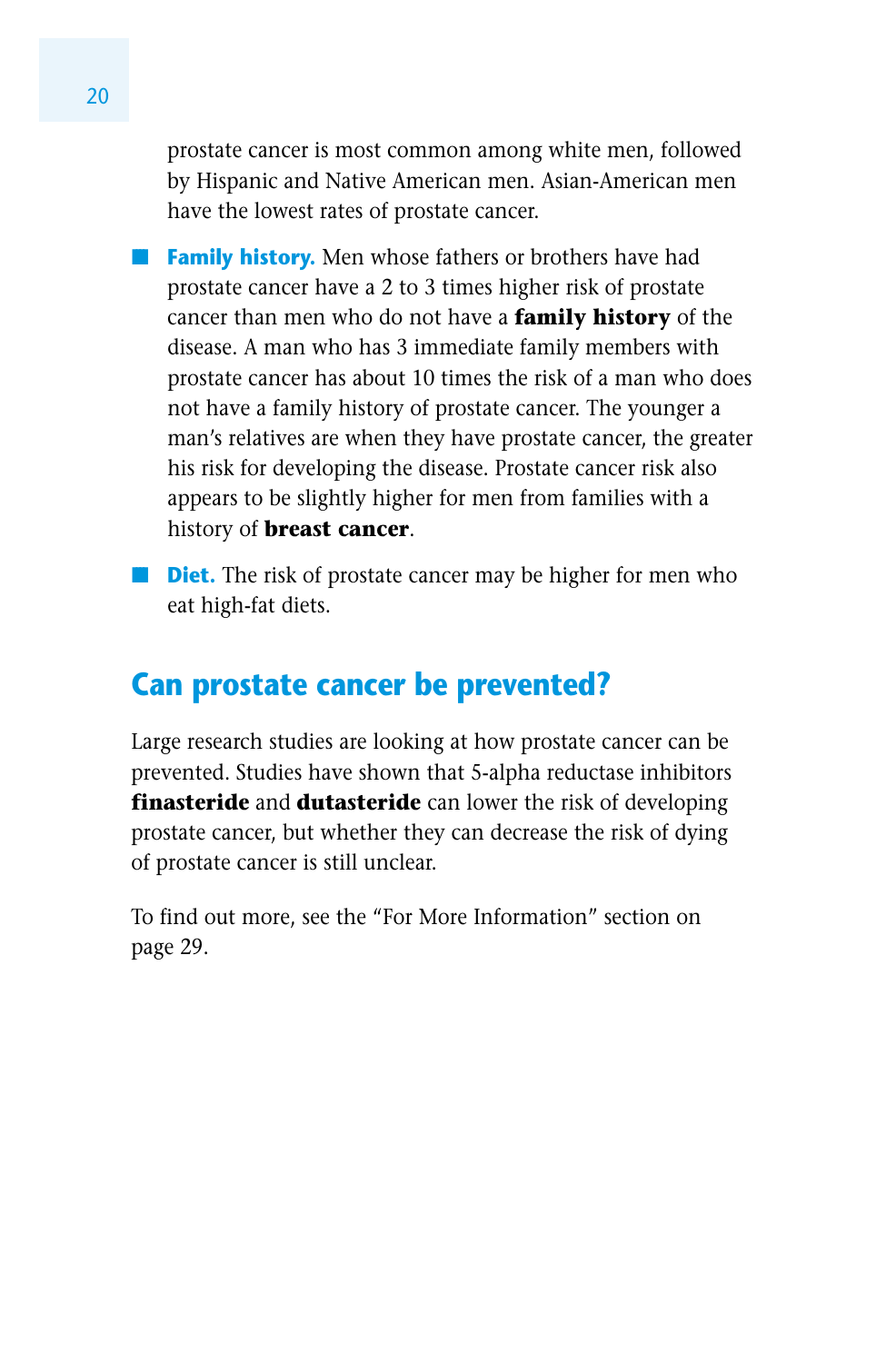prostate cancer is most common among white men, followed by Hispanic and Native American men. Asian-American men have the lowest rates of prostate cancer.

- **Family history.** Men whose fathers or brothers have had prostate cancer have a 2 to 3 times higher risk of prostate cancer than men who do not have a **family history** of the disease. A man who has 3 immediate family members with prostate cancer has about 10 times the risk of a man who does not have a family history of prostate cancer. The younger a man's relatives are when they have prostate cancer, the greater his risk for developing the disease. Prostate cancer risk also appears to be slightly higher for men from families with a history of **breast cancer**.
- **Diet.** The risk of prostate cancer may be higher for men who eat high-fat diets.

## Can prostate cancer be prevented?

Large research studies are looking at how prostate cancer can be prevented. Studies have shown that 5-alpha reductase inhibitors **finasteride** and **dutasteride** can lower the risk of developing prostate cancer, but whether they can decrease the risk of dying of prostate cancer is still unclear.

To find out more, see the "For More Information" section on page 29.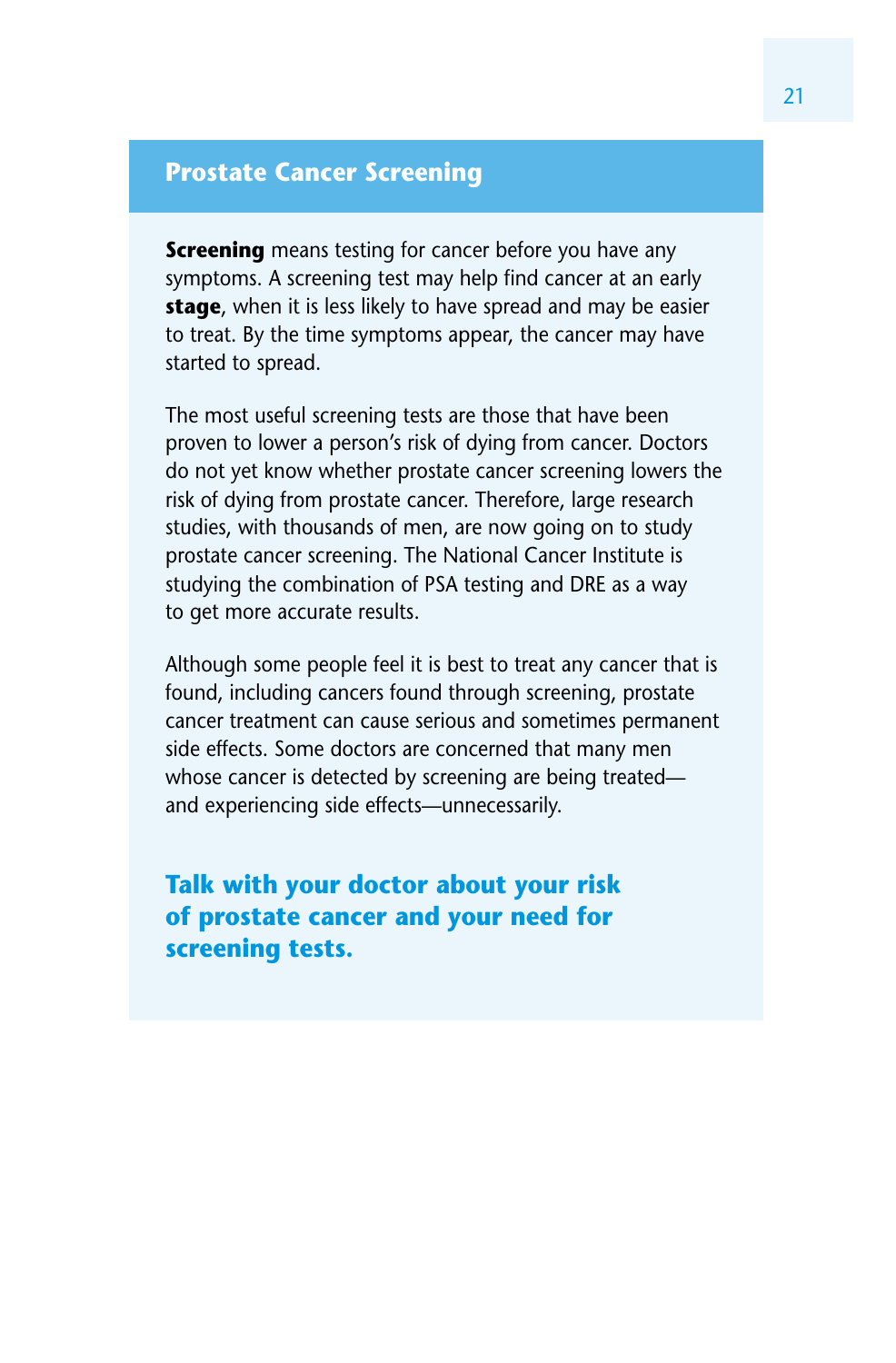## Prostate Cancer Screening

**Screening** means testing for cancer before you have any symptoms. A screening test may help find cancer at an early **stage**, when it is less likely to have spread and may be easier to treat. By the time symptoms appear, the cancer may have started to spread.

The most useful screening tests are those that have been proven to lower a person's risk of dying from cancer. Doctors do not yet know whether prostate cancer screening lowers the risk of dying from prostate cancer. Therefore, large research studies, with thousands of men, are now going on to study prostate cancer screening. The National Cancer Institute is studying the combination of PSA testing and DRE as a way to get more accurate results.

Although some people feel it is best to treat any cancer that is found, including cancers found through screening, prostate cancer treatment can cause serious and sometimes permanent side effects. Some doctors are concerned that many men whose cancer is detected by screening are being treated—and experiencing side effects—unnecessarily.

**Talk with your doctor about your risk of prostate cancer and your need for screening tests.**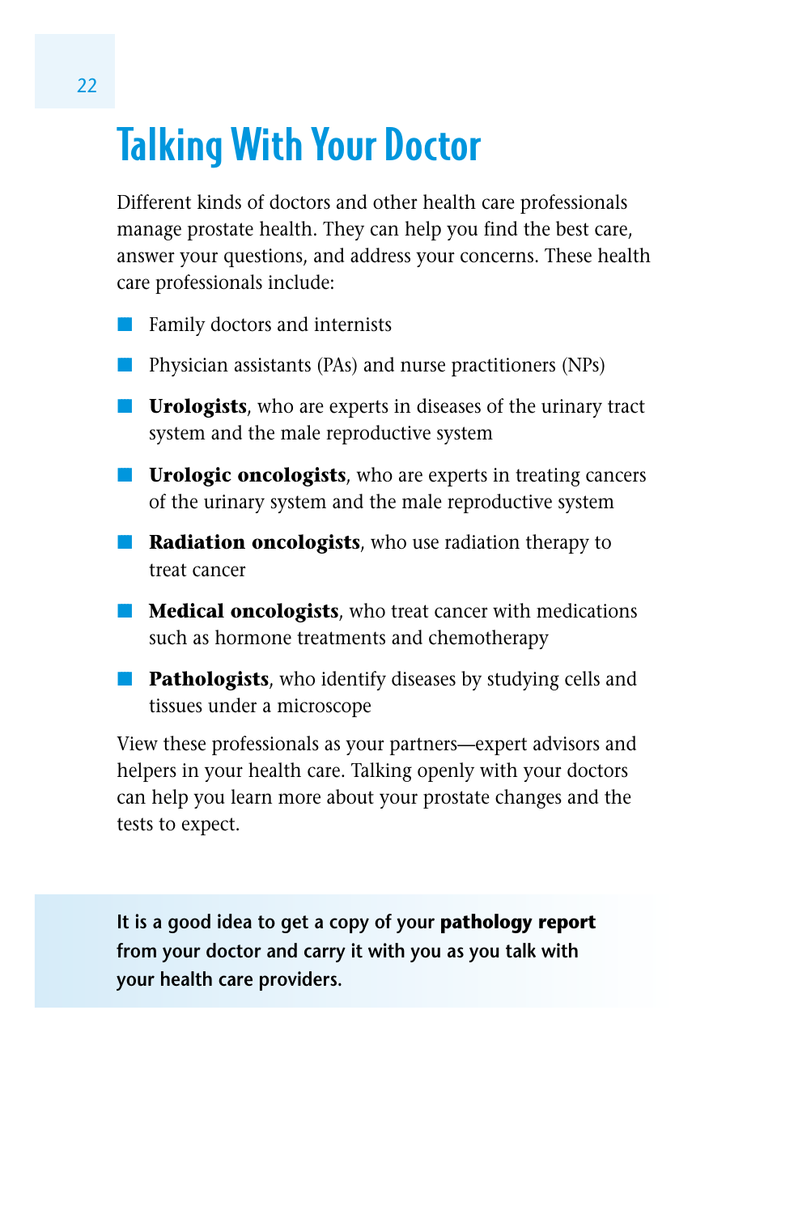# Talking With Your Doctor

Different kinds of doctors and other health care professionals manage prostate health. They can help you find the best care, answer your questions, and address your concerns. These health care professionals include:

- Family doctors and internists
- Physician assistants (PAs) and nurse practitioners (NPs)
- **Urologists**, who are experts in diseases of the urinary tract system and the male reproductive system
- **Urologic oncologists**, who are experts in treating cancers of the urinary system and the male reproductive system
- **Radiation oncologists**, who use radiation therapy to treat cancer
- **Medical oncologists**, who treat cancer with medications such as hormone treatments and chemotherapy
- **Pathologists**, who identify diseases by studying cells and tissues under a microscope

View these professionals as your partners—expert advisors and helpers in your health care. Talking openly with your doctors can help you learn more about your prostate changes and the tests to expect.

**It is a good idea to get a copy of your pathology report from your doctor and carry it with you as you talk with your health care providers.**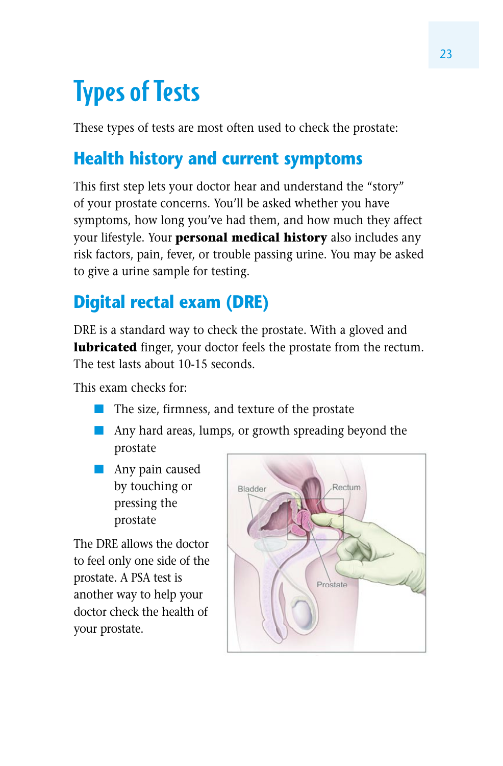# Types of Tests

These types of tests are most often used to check the prostate:

## Health history and current symptoms

This first step lets your doctor hear and understand the "story" of your prostate concerns. You'll be asked whether you have symptoms, how long you've had them, and how much they affect your lifestyle. Your **personal medical history** also includes any risk factors, pain, fever, or trouble passing urine. You may be asked to give a urine sample for testing.

## Digital rectal exam (DRE)

DRE is a standard way to check the prostate. With a gloved and **lubricated** finger, your doctor feels the prostate from the rectum. The test lasts about 10-15 seconds.

This exam checks for:

- The size, firmness, and texture of the prostate
- Any hard areas, lumps, or growth spreading beyond the prostate
- Any pain caused by touching or pressing the prostate

The DRE allows the doctor to feel only one side of the prostate. A PSA test is another way to help your doctor check the health of your prostate.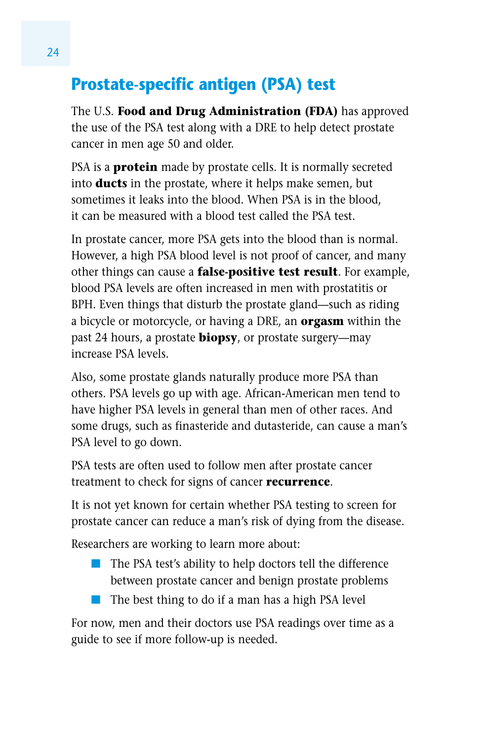## Prostate-specific antigen (PSA) test

The U.S. **Food and Drug Administration (FDA)** has approved the use of the PSA test along with a DRE to help detect prostate cancer in men age 50 and older.

PSA is a **protein** made by prostate cells. It is normally secreted into **ducts** in the prostate, where it helps make semen, but sometimes it leaks into the blood. When PSA is in the blood, it can be measured with a blood test called the PSA test.

In prostate cancer, more PSA gets into the blood than is normal. However, a high PSA blood level is not proof of cancer, and many other things can cause a **false-positive test result**. For example, blood PSA levels are often increased in men with prostatitis or BPH. Even things that disturb the prostate gland—such as riding a bicycle or motorcycle, or having a DRE, an **orgasm** within the past 24 hours, a prostate **biopsy**, or prostate surgery—may increase PSA levels.

Also, some prostate glands naturally produce more PSA than others. PSA levels go up with age. African-American men tend to have higher PSA levels in general than men of other races. And some drugs, such as finasteride and dutasteride, can cause a man's PSA level to go down.

PSA tests are often used to follow men after prostate cancer treatment to check for signs of cancer **recurrence**.

It is not yet known for certain whether PSA testing to screen for prostate cancer can reduce a man's risk of dying from the disease.

Researchers are working to learn more about:

- The PSA test's ability to help doctors tell the difference between prostate cancer and benign prostate problems
- The best thing to do if a man has a high PSA level

For now, men and their doctors use PSA readings over time as a guide to see if more follow-up is needed.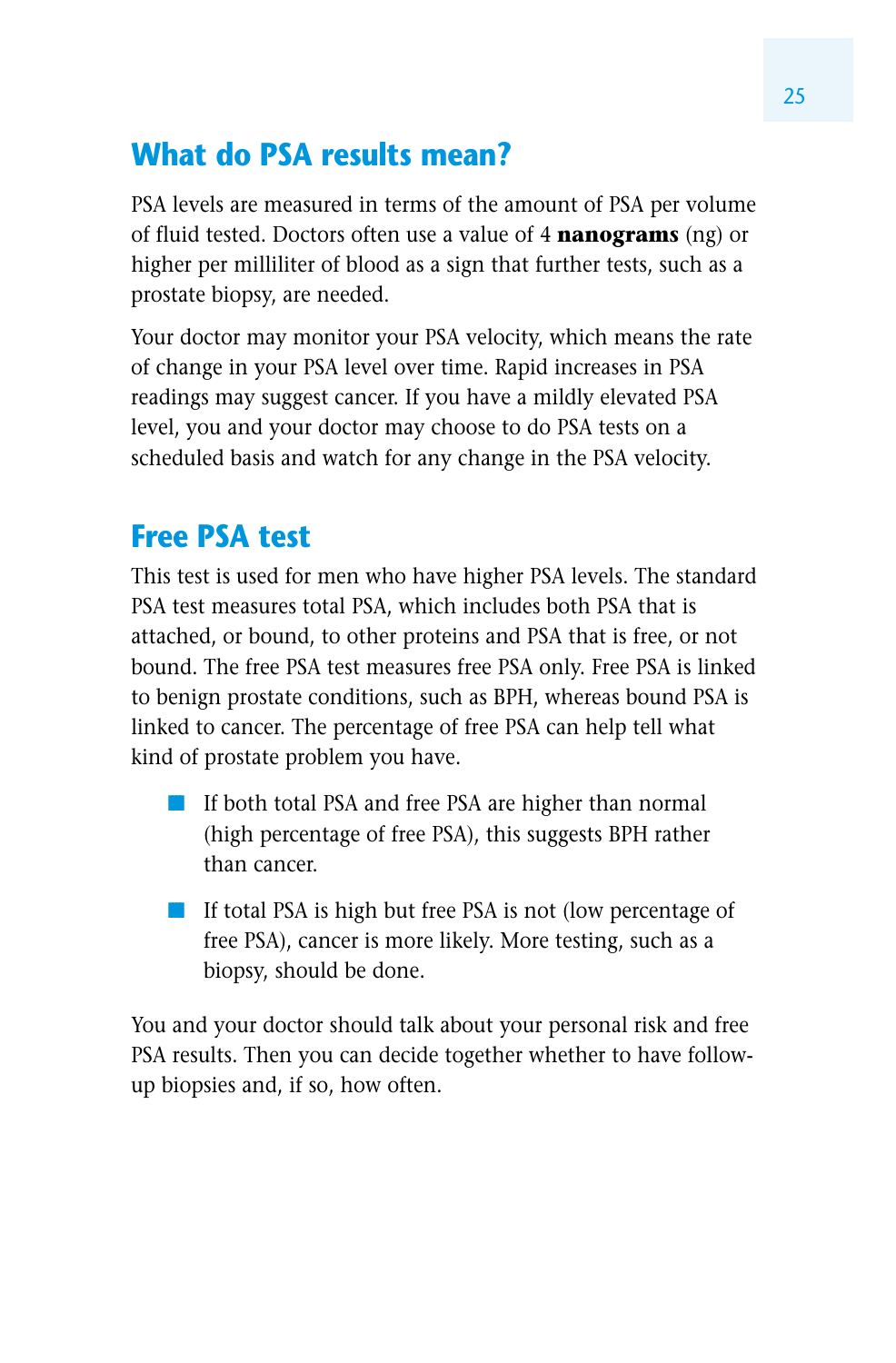## What do PSA results mean?

PSA levels are measured in terms of the amount of PSA per volume of fluid tested. Doctors often use a value of 4 **nanograms** (ng) or higher per milliliter of blood as a sign that further tests, such as a prostate biopsy, are needed.

Your doctor may monitor your PSA velocity, which means the rate of change in your PSA level over time. Rapid increases in PSA readings may suggest cancer. If you have a mildly elevated PSA level, you and your doctor may choose to do PSA tests on a scheduled basis and watch for any change in the PSA velocity.

## Free PSA test

This test is used for men who have higher PSA levels. The standard PSA test measures total PSA, which includes both PSA that is attached, or bound, to other proteins and PSA that is free, or not bound. The free PSA test measures free PSA only. Free PSA is linked to benign prostate conditions, such as BPH, whereas bound PSA is linked to cancer. The percentage of free PSA can help tell what kind of prostate problem you have.

- If both total PSA and free PSA are higher than normal (high percentage of free PSA), this suggests BPH rather than cancer.
- If total PSA is high but free PSA is not (low percentage of free PSA), cancer is more likely. More testing, such as a biopsy, should be done.

You and your doctor should talk about your personal risk and free PSA results. Then you can decide together whether to have follow-up biopsies and, if so, how often.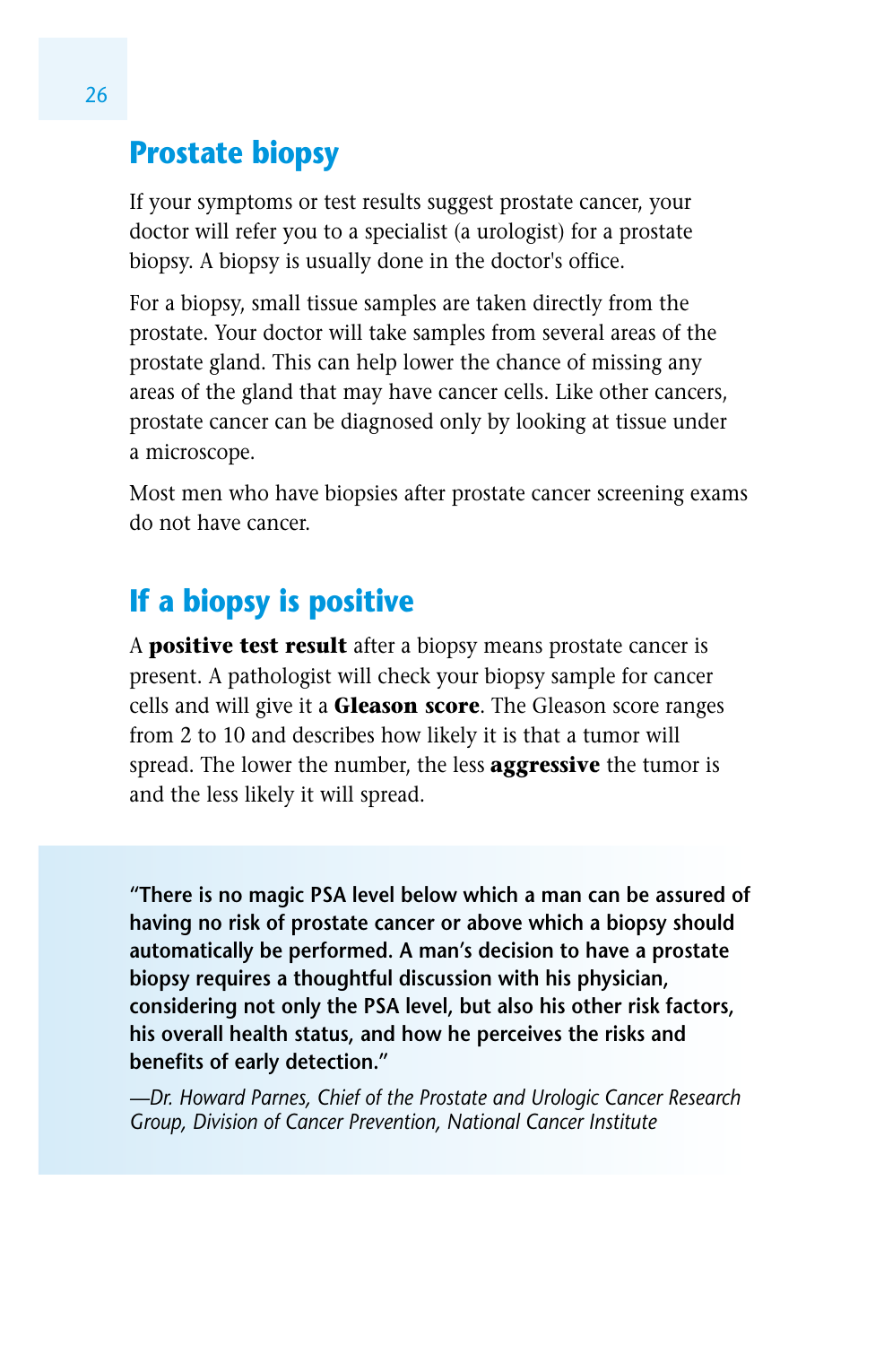## Prostate biopsy

If your symptoms or test results suggest prostate cancer, your doctor will refer you to a specialist (a urologist) for a prostate biopsy. A biopsy is usually done in the doctor's office.

For a biopsy, small tissue samples are taken directly from the prostate. Your doctor will take samples from several areas of the prostate gland. This can help lower the chance of missing any areas of the gland that may have cancer cells. Like other cancers, prostate cancer can be diagnosed only by looking at tissue under a microscope.

Most men who have biopsies after prostate cancer screening exams do not have cancer.

## If a biopsy is positive

A **positive test result** after a biopsy means prostate cancer is present. A pathologist will check your biopsy sample for cancer cells and will give it a **Gleason score**. The Gleason score ranges from 2 to 10 and describes how likely it is that a tumor will spread. The lower the number, the less **aggressive** the tumor is and the less likely it will spread.

> **"There is no magic PSA level below which a man can be assured of having no risk of prostate cancer or above which a biopsy should automatically be performed. A man's decision to have a prostate biopsy requires a thoughtful discussion with his physician, considering not only the PSA level, but also his other risk factors, his overall health status, and how he perceives the risks and benefits of early detection."**
>
> *—Dr. Howard Parnes, Chief of the Prostate and Urologic Cancer Research Group, Division of Cancer Prevention, National Cancer Institute*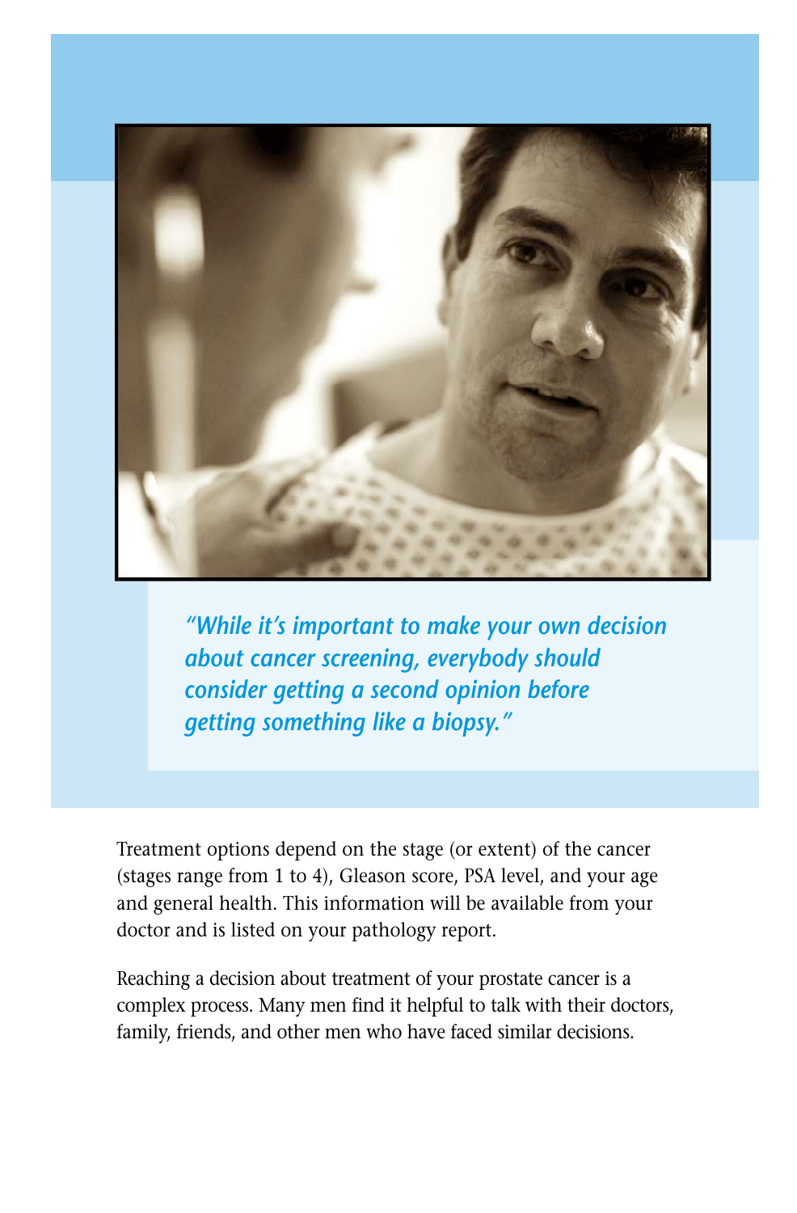*"While it's important to make your own decision about cancer screening, everybody should consider getting a second opinion before getting something like a biopsy."*

Treatment options depend on the stage (or extent) of the cancer (stages range from 1 to 4), Gleason score, PSA level, and your age and general health. This information will be available from your doctor and is listed on your pathology report.

Reaching a decision about treatment of your prostate cancer is a complex process. Many men find it helpful to talk with their doctors, family, friends, and other men who have faced similar decisions.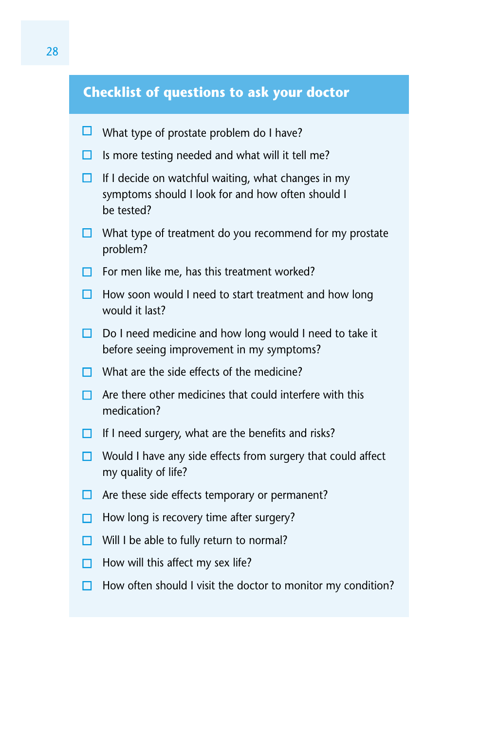## Checklist of questions to ask your doctor

- ☐ What type of prostate problem do I have?
- ☐ Is more testing needed and what will it tell me?
- ☐ If I decide on watchful waiting, what changes in my symptoms should I look for and how often should I be tested?
- ☐ What type of treatment do you recommend for my prostate problem?
- ☐ For men like me, has this treatment worked?
- ☐ How soon would I need to start treatment and how long would it last?
- ☐ Do I need medicine and how long would I need to take it before seeing improvement in my symptoms?
- ☐ What are the side effects of the medicine?
- ☐ Are there other medicines that could interfere with this medication?
- ☐ If I need surgery, what are the benefits and risks?
- ☐ Would I have any side effects from surgery that could affect my quality of life?
- ☐ Are these side effects temporary or permanent?
- ☐ How long is recovery time after surgery?
- ☐ Will I be able to fully return to normal?
- ☐ How will this affect my sex life?
- ☐ How often should I visit the doctor to monitor my condition?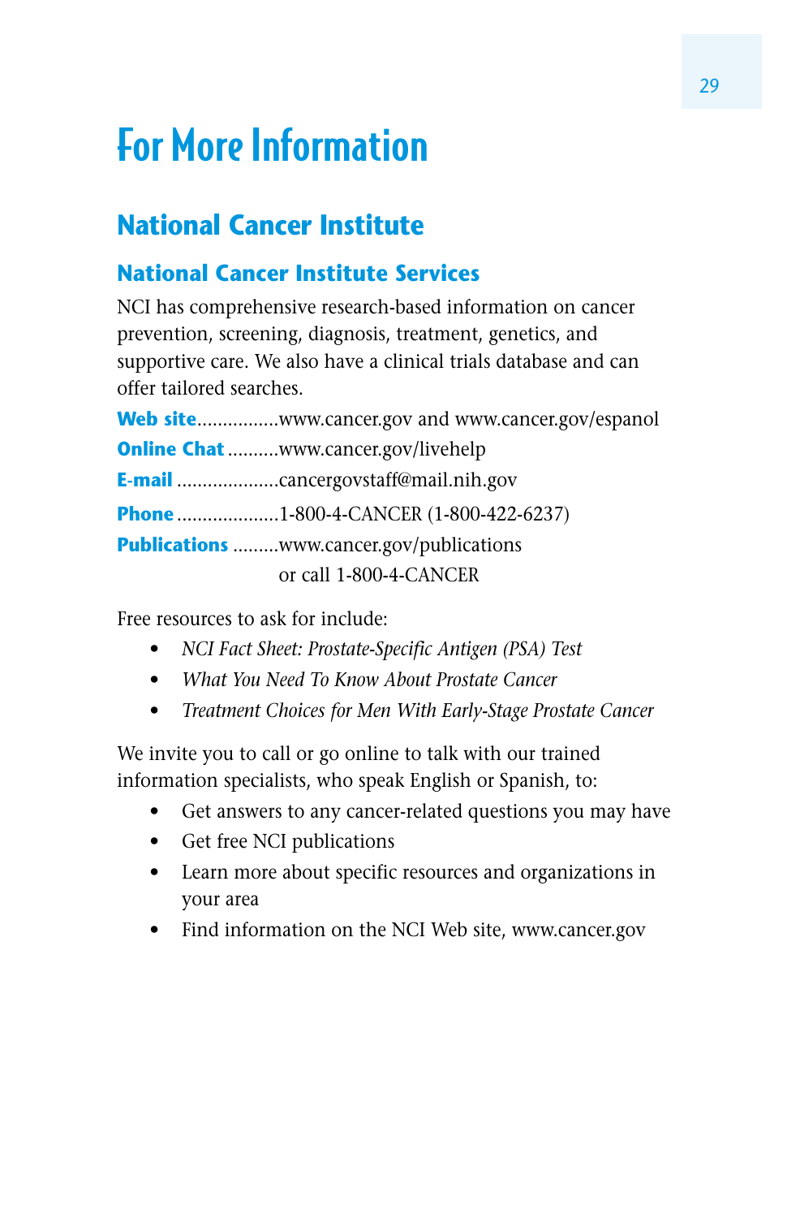# For More Information

## National Cancer Institute

### National Cancer Institute Services

NCI has comprehensive research-based information on cancer prevention, screening, diagnosis, treatment, genetics, and supportive care. We also have a clinical trials database and can offer tailored searches.

**Web site**................www.cancer.gov and www.cancer.gov/espanol

**Online Chat**..........www.cancer.gov/livehelp

**E-mail**....................cancergovstaff@mail.nih.gov

**Phone**....................1-800-4-CANCER (1-800-422-6237)

**Publications**.........www.cancer.gov/publications
or call 1-800-4-CANCER

Free resources to ask for include:

- *NCI Fact Sheet: Prostate-Specific Antigen (PSA) Test*
- *What You Need To Know About Prostate Cancer*
- *Treatment Choices for Men With Early-Stage Prostate Cancer*

We invite you to call or go online to talk with our trained information specialists, who speak English or Spanish, to:

- Get answers to any cancer-related questions you may have
- Get free NCI publications
- Learn more about specific resources and organizations in your area
- Find information on the NCI Web site, www.cancer.gov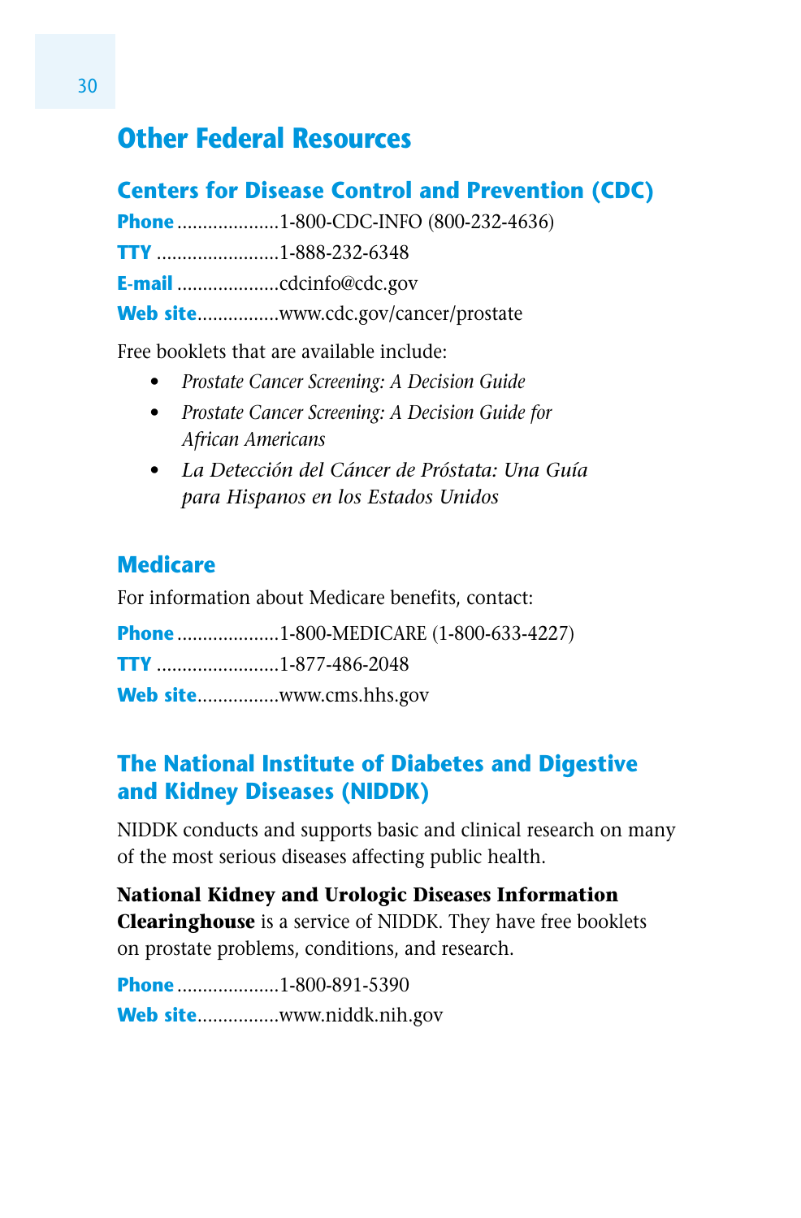## Other Federal Resources

### Centers for Disease Control and Prevention (CDC)

**Phone**....................1-800-CDC-INFO (800-232-4636)

**TTY**........................1-888-232-6348

**E-mail**....................cdcinfo@cdc.gov

**Web site**................www.cdc.gov/cancer/prostate

Free booklets that are available include:

- *Prostate Cancer Screening: A Decision Guide*
- *Prostate Cancer Screening: A Decision Guide for African Americans*
- *La Detección del Cáncer de Próstata: Una Guía para Hispanos en los Estados Unidos*

### Medicare

For information about Medicare benefits, contact:

**Phone**....................1-800-MEDICARE (1-800-633-4227)

**TTY**........................1-877-486-2048

**Web site**................www.cms.hhs.gov

### The National Institute of Diabetes and Digestive and Kidney Diseases (NIDDK)

NIDDK conducts and supports basic and clinical research on many of the most serious diseases affecting public health.

**National Kidney and Urologic Diseases Information Clearinghouse** is a service of NIDDK. They have free booklets on prostate problems, conditions, and research.

**Phone**....................1-800-891-5390

**Web site**................www.niddk.nih.gov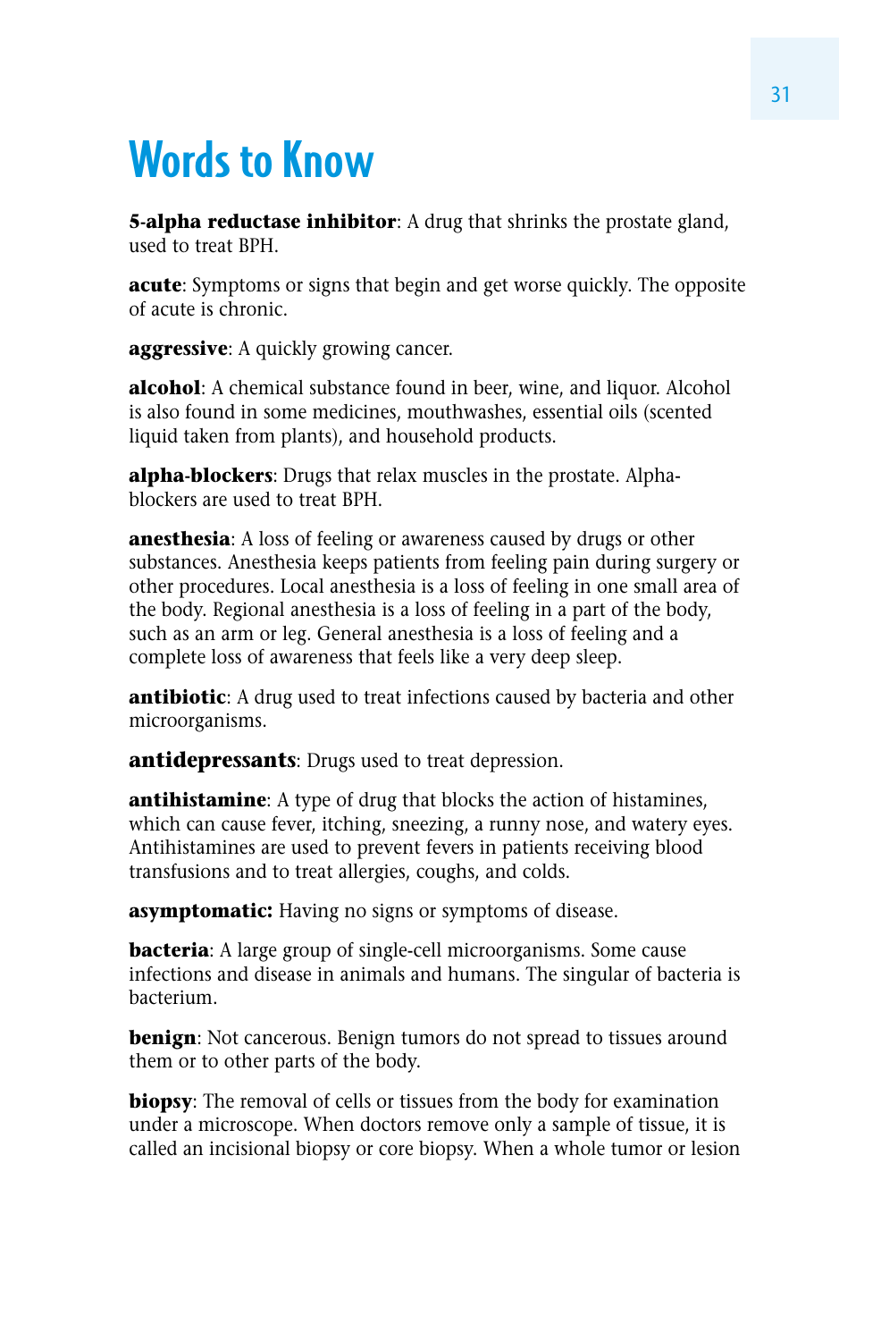# Words to Know

**5-alpha reductase inhibitor**: A drug that shrinks the prostate gland, used to treat BPH.

**acute**: Symptoms or signs that begin and get worse quickly. The opposite of acute is chronic.

**aggressive**: A quickly growing cancer.

**alcohol**: A chemical substance found in beer, wine, and liquor. Alcohol is also found in some medicines, mouthwashes, essential oils (scented liquid taken from plants), and household products.

**alpha-blockers**: Drugs that relax muscles in the prostate. Alpha-blockers are used to treat BPH.

**anesthesia**: A loss of feeling or awareness caused by drugs or other substances. Anesthesia keeps patients from feeling pain during surgery or other procedures. Local anesthesia is a loss of feeling in one small area of the body. Regional anesthesia is a loss of feeling in a part of the body, such as an arm or leg. General anesthesia is a loss of feeling and a complete loss of awareness that feels like a very deep sleep.

**antibiotic**: A drug used to treat infections caused by bacteria and other microorganisms.

**antidepressants**: Drugs used to treat depression.

**antihistamine**: A type of drug that blocks the action of histamines, which can cause fever, itching, sneezing, a runny nose, and watery eyes. Antihistamines are used to prevent fevers in patients receiving blood transfusions and to treat allergies, coughs, and colds.

**asymptomatic:** Having no signs or symptoms of disease.

**bacteria**: A large group of single-cell microorganisms. Some cause infections and disease in animals and humans. The singular of bacteria is bacterium.

**benign**: Not cancerous. Benign tumors do not spread to tissues around them or to other parts of the body.

**biopsy**: The removal of cells or tissues from the body for examination under a microscope. When doctors remove only a sample of tissue, it is called an incisional biopsy or core biopsy. When a whole tumor or lesion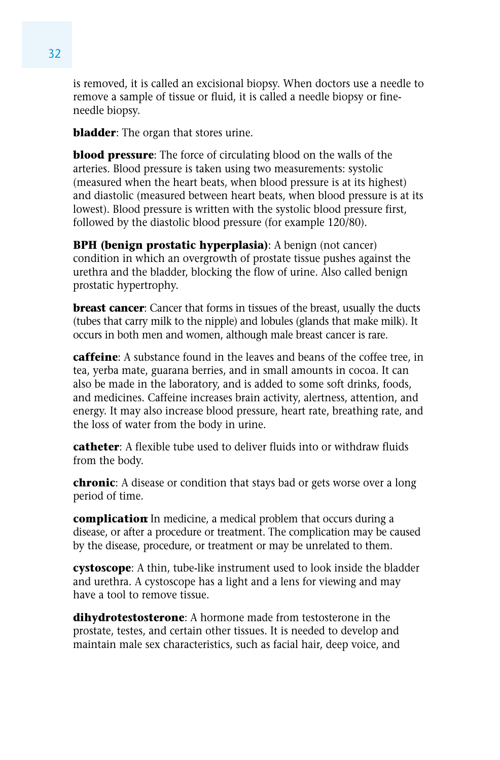is removed, it is called an excisional biopsy. When doctors use a needle to remove a sample of tissue or fluid, it is called a needle biopsy or fine-needle biopsy.

**bladder**: The organ that stores urine.

**blood pressure**: The force of circulating blood on the walls of the arteries. Blood pressure is taken using two measurements: systolic (measured when the heart beats, when blood pressure is at its highest) and diastolic (measured between heart beats, when blood pressure is at its lowest). Blood pressure is written with the systolic blood pressure first, followed by the diastolic blood pressure (for example 120/80).

**BPH (benign prostatic hyperplasia)**: A benign (not cancer) condition in which an overgrowth of prostate tissue pushes against the urethra and the bladder, blocking the flow of urine. Also called benign prostatic hypertrophy.

**breast cancer**: Cancer that forms in tissues of the breast, usually the ducts (tubes that carry milk to the nipple) and lobules (glands that make milk). It occurs in both men and women, although male breast cancer is rare.

**caffeine**: A substance found in the leaves and beans of the coffee tree, in tea, yerba mate, guarana berries, and in small amounts in cocoa. It can also be made in the laboratory, and is added to some soft drinks, foods, and medicines. Caffeine increases brain activity, alertness, attention, and energy. It may also increase blood pressure, heart rate, breathing rate, and the loss of water from the body in urine.

**catheter**: A flexible tube used to deliver fluids into or withdraw fluids from the body.

**chronic**: A disease or condition that stays bad or gets worse over a long period of time.

**complication**: In medicine, a medical problem that occurs during a disease, or after a procedure or treatment. The complication may be caused by the disease, procedure, or treatment or may be unrelated to them.

**cystoscope**: A thin, tube-like instrument used to look inside the bladder and urethra. A cystoscope has a light and a lens for viewing and may have a tool to remove tissue.

**dihydrotestosterone**: A hormone made from testosterone in the prostate, testes, and certain other tissues. It is needed to develop and maintain male sex characteristics, such as facial hair, deep voice, and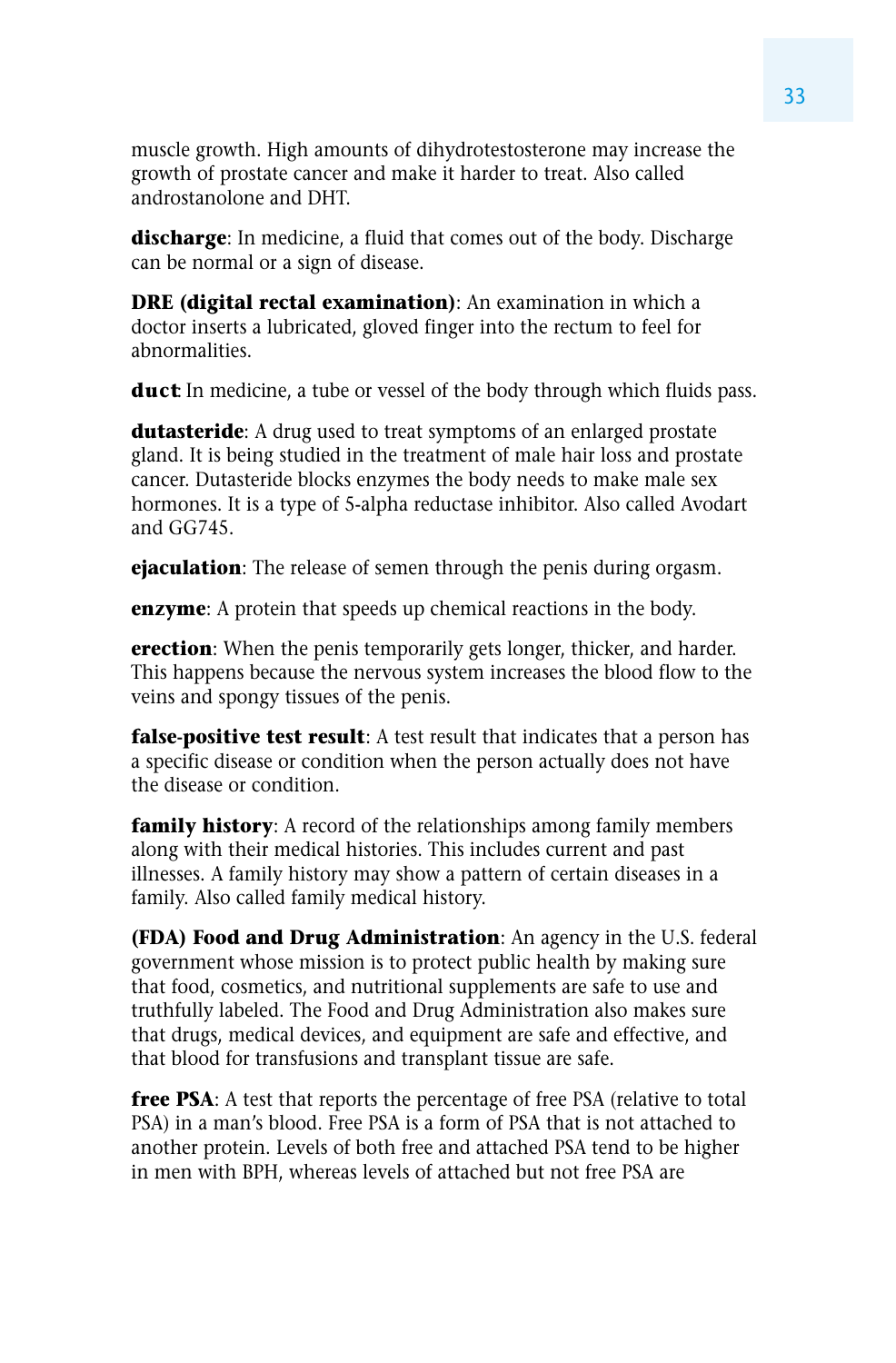muscle growth. High amounts of dihydrotestosterone may increase the growth of prostate cancer and make it harder to treat. Also called androstanolone and DHT.

**discharge**: In medicine, a fluid that comes out of the body. Discharge can be normal or a sign of disease.

**DRE (digital rectal examination)**: An examination in which a doctor inserts a lubricated, gloved finger into the rectum to feel for abnormalities.

**duct**: In medicine, a tube or vessel of the body through which fluids pass.

**dutasteride**: A drug used to treat symptoms of an enlarged prostate gland. It is being studied in the treatment of male hair loss and prostate cancer. Dutasteride blocks enzymes the body needs to make male sex hormones. It is a type of 5-alpha reductase inhibitor. Also called Avodart and GG745.

**ejaculation**: The release of semen through the penis during orgasm.

**enzyme**: A protein that speeds up chemical reactions in the body.

**erection**: When the penis temporarily gets longer, thicker, and harder. This happens because the nervous system increases the blood flow to the veins and spongy tissues of the penis.

**false-positive test result**: A test result that indicates that a person has a specific disease or condition when the person actually does not have the disease or condition.

**family history**: A record of the relationships among family members along with their medical histories. This includes current and past illnesses. A family history may show a pattern of certain diseases in a family. Also called family medical history.

**(FDA) Food and Drug Administration**: An agency in the U.S. federal government whose mission is to protect public health by making sure that food, cosmetics, and nutritional supplements are safe to use and truthfully labeled. The Food and Drug Administration also makes sure that drugs, medical devices, and equipment are safe and effective, and that blood for transfusions and transplant tissue are safe.

**free PSA**: A test that reports the percentage of free PSA (relative to total PSA) in a man's blood. Free PSA is a form of PSA that is not attached to another protein. Levels of both free and attached PSA tend to be higher in men with BPH, whereas levels of attached but not free PSA are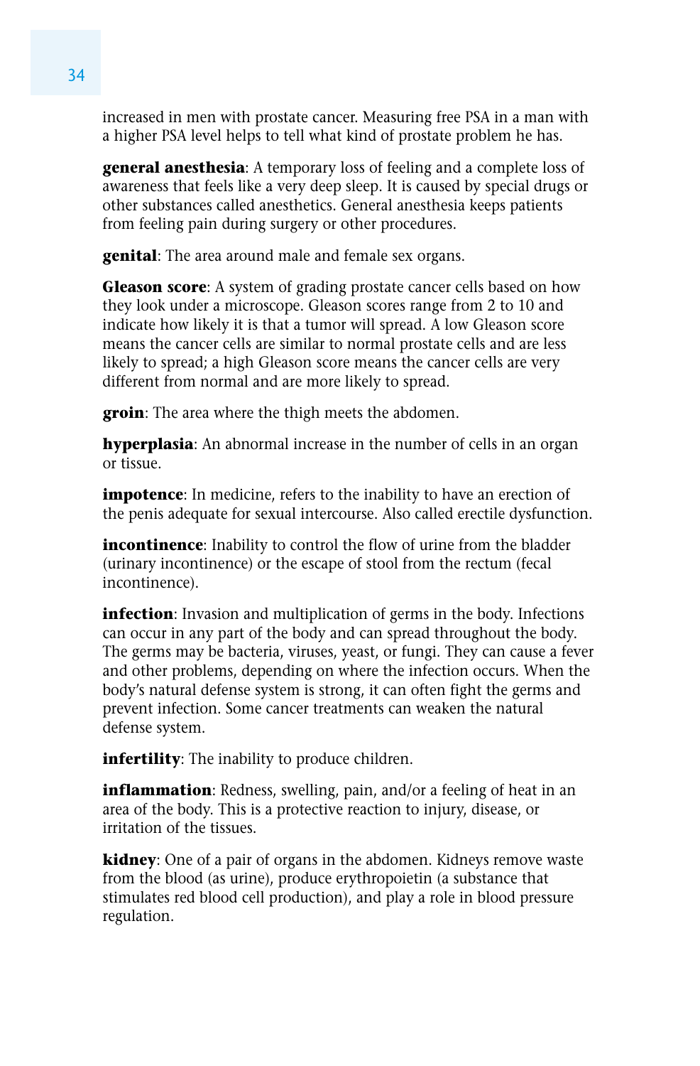increased in men with prostate cancer. Measuring free PSA in a man with a higher PSA level helps to tell what kind of prostate problem he has.

**general anesthesia**: A temporary loss of feeling and a complete loss of awareness that feels like a very deep sleep. It is caused by special drugs or other substances called anesthetics. General anesthesia keeps patients from feeling pain during surgery or other procedures.

**genital**: The area around male and female sex organs.

**Gleason score**: A system of grading prostate cancer cells based on how they look under a microscope. Gleason scores range from 2 to 10 and indicate how likely it is that a tumor will spread. A low Gleason score means the cancer cells are similar to normal prostate cells and are less likely to spread; a high Gleason score means the cancer cells are very different from normal and are more likely to spread.

**groin**: The area where the thigh meets the abdomen.

**hyperplasia**: An abnormal increase in the number of cells in an organ or tissue.

**impotence**: In medicine, refers to the inability to have an erection of the penis adequate for sexual intercourse. Also called erectile dysfunction.

**incontinence**: Inability to control the flow of urine from the bladder (urinary incontinence) or the escape of stool from the rectum (fecal incontinence).

**infection**: Invasion and multiplication of germs in the body. Infections can occur in any part of the body and can spread throughout the body. The germs may be bacteria, viruses, yeast, or fungi. They can cause a fever and other problems, depending on where the infection occurs. When the body's natural defense system is strong, it can often fight the germs and prevent infection. Some cancer treatments can weaken the natural defense system.

**infertility**: The inability to produce children.

**inflammation**: Redness, swelling, pain, and/or a feeling of heat in an area of the body. This is a protective reaction to injury, disease, or irritation of the tissues.

**kidney**: One of a pair of organs in the abdomen. Kidneys remove waste from the blood (as urine), produce erythropoietin (a substance that stimulates red blood cell production), and play a role in blood pressure regulation.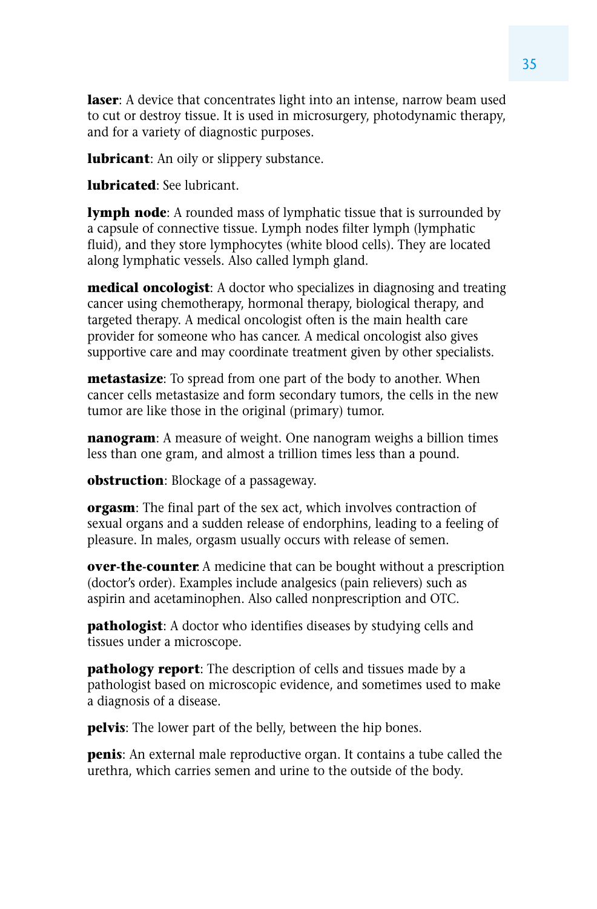**laser**: A device that concentrates light into an intense, narrow beam used to cut or destroy tissue. It is used in microsurgery, photodynamic therapy, and for a variety of diagnostic purposes.

**lubricant**: An oily or slippery substance.

**lubricated**: See lubricant.

**lymph node**: A rounded mass of lymphatic tissue that is surrounded by a capsule of connective tissue. Lymph nodes filter lymph (lymphatic fluid), and they store lymphocytes (white blood cells). They are located along lymphatic vessels. Also called lymph gland.

**medical oncologist**: A doctor who specializes in diagnosing and treating cancer using chemotherapy, hormonal therapy, biological therapy, and targeted therapy. A medical oncologist often is the main health care provider for someone who has cancer. A medical oncologist also gives supportive care and may coordinate treatment given by other specialists.

**metastasize**: To spread from one part of the body to another. When cancer cells metastasize and form secondary tumors, the cells in the new tumor are like those in the original (primary) tumor.

**nanogram**: A measure of weight. One nanogram weighs a billion times less than one gram, and almost a trillion times less than a pound.

**obstruction**: Blockage of a passageway.

**orgasm**: The final part of the sex act, which involves contraction of sexual organs and a sudden release of endorphins, leading to a feeling of pleasure. In males, orgasm usually occurs with release of semen.

**over-the-counter**: A medicine that can be bought without a prescription (doctor's order). Examples include analgesics (pain relievers) such as aspirin and acetaminophen. Also called nonprescription and OTC.

**pathologist**: A doctor who identifies diseases by studying cells and tissues under a microscope.

**pathology report**: The description of cells and tissues made by a pathologist based on microscopic evidence, and sometimes used to make a diagnosis of a disease.

**pelvis**: The lower part of the belly, between the hip bones.

**penis**: An external male reproductive organ. It contains a tube called the urethra, which carries semen and urine to the outside of the body.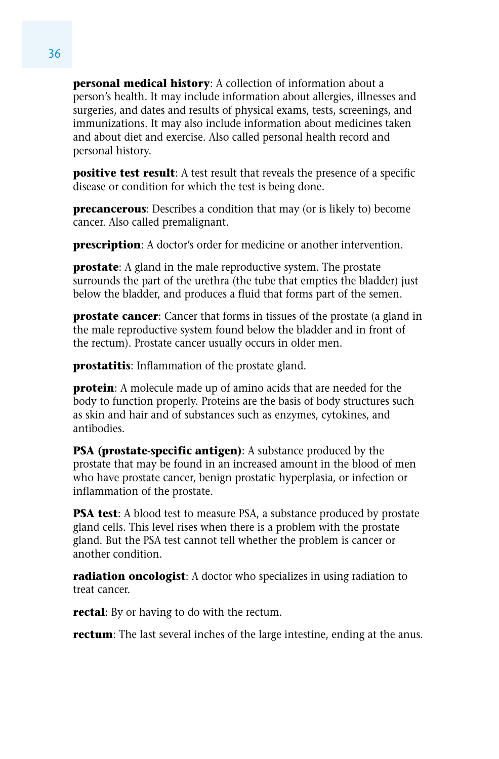**personal medical history**: A collection of information about a person's health. It may include information about allergies, illnesses and surgeries, and dates and results of physical exams, tests, screenings, and immunizations. It may also include information about medicines taken and about diet and exercise. Also called personal health record and personal history.

**positive test result**: A test result that reveals the presence of a specific disease or condition for which the test is being done.

**precancerous**: Describes a condition that may (or is likely to) become cancer. Also called premalignant.

**prescription**: A doctor's order for medicine or another intervention.

**prostate**: A gland in the male reproductive system. The prostate surrounds the part of the urethra (the tube that empties the bladder) just below the bladder, and produces a fluid that forms part of the semen.

**prostate cancer**: Cancer that forms in tissues of the prostate (a gland in the male reproductive system found below the bladder and in front of the rectum). Prostate cancer usually occurs in older men.

**prostatitis**: Inflammation of the prostate gland.

**protein**: A molecule made up of amino acids that are needed for the body to function properly. Proteins are the basis of body structures such as skin and hair and of substances such as enzymes, cytokines, and antibodies.

**PSA (prostate-specific antigen)**: A substance produced by the prostate that may be found in an increased amount in the blood of men who have prostate cancer, benign prostatic hyperplasia, or infection or inflammation of the prostate.

**PSA test**: A blood test to measure PSA, a substance produced by prostate gland cells. This level rises when there is a problem with the prostate gland. But the PSA test cannot tell whether the problem is cancer or another condition.

**radiation oncologist**: A doctor who specializes in using radiation to treat cancer.

**rectal**: By or having to do with the rectum.

**rectum**: The last several inches of the large intestine, ending at the anus.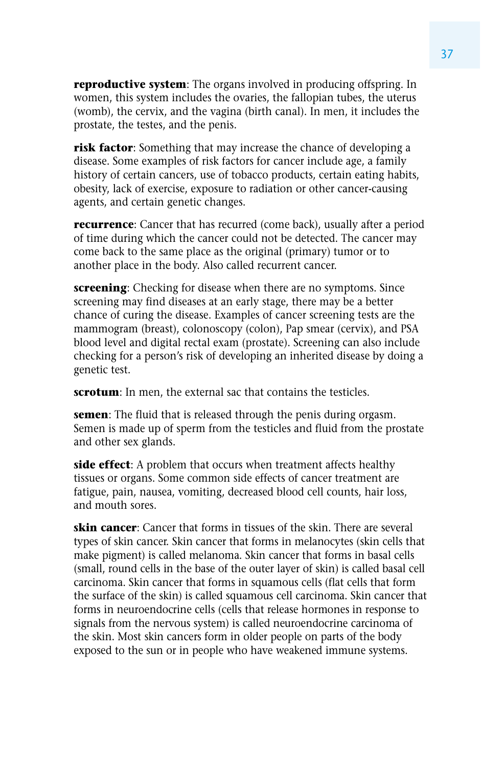**reproductive system**: The organs involved in producing offspring. In women, this system includes the ovaries, the fallopian tubes, the uterus (womb), the cervix, and the vagina (birth canal). In men, it includes the prostate, the testes, and the penis.

**risk factor**: Something that may increase the chance of developing a disease. Some examples of risk factors for cancer include age, a family history of certain cancers, use of tobacco products, certain eating habits, obesity, lack of exercise, exposure to radiation or other cancer-causing agents, and certain genetic changes.

**recurrence**: Cancer that has recurred (come back), usually after a period of time during which the cancer could not be detected. The cancer may come back to the same place as the original (primary) tumor or to another place in the body. Also called recurrent cancer.

**screening**: Checking for disease when there are no symptoms. Since screening may find diseases at an early stage, there may be a better chance of curing the disease. Examples of cancer screening tests are the mammogram (breast), colonoscopy (colon), Pap smear (cervix), and PSA blood level and digital rectal exam (prostate). Screening can also include checking for a person's risk of developing an inherited disease by doing a genetic test.

**scrotum**: In men, the external sac that contains the testicles.

**semen**: The fluid that is released through the penis during orgasm. Semen is made up of sperm from the testicles and fluid from the prostate and other sex glands.

**side effect**: A problem that occurs when treatment affects healthy tissues or organs. Some common side effects of cancer treatment are fatigue, pain, nausea, vomiting, decreased blood cell counts, hair loss, and mouth sores.

**skin cancer**: Cancer that forms in tissues of the skin. There are several types of skin cancer. Skin cancer that forms in melanocytes (skin cells that make pigment) is called melanoma. Skin cancer that forms in basal cells (small, round cells in the base of the outer layer of skin) is called basal cell carcinoma. Skin cancer that forms in squamous cells (flat cells that form the surface of the skin) is called squamous cell carcinoma. Skin cancer that forms in neuroendocrine cells (cells that release hormones in response to signals from the nervous system) is called neuroendocrine carcinoma of the skin. Most skin cancers form in older people on parts of the body exposed to the sun or in people who have weakened immune systems.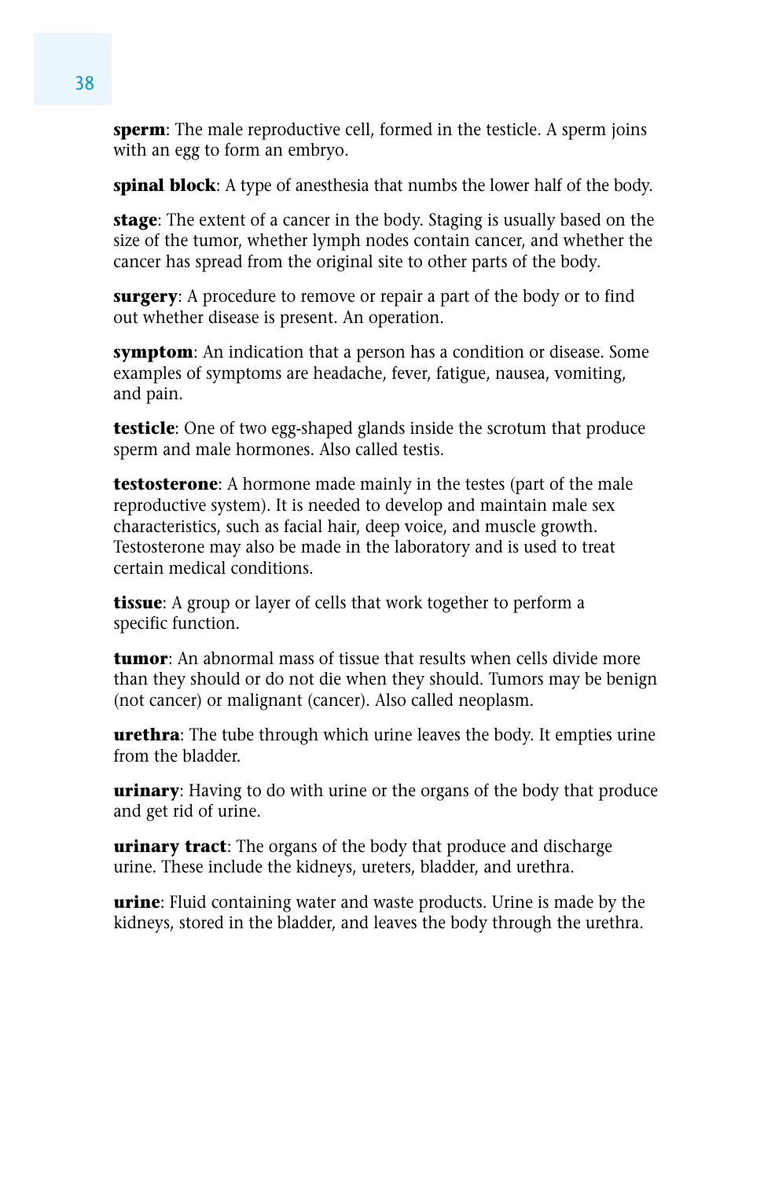**sperm**: The male reproductive cell, formed in the testicle. A sperm joins with an egg to form an embryo.

**spinal block**: A type of anesthesia that numbs the lower half of the body.

**stage**: The extent of a cancer in the body. Staging is usually based on the size of the tumor, whether lymph nodes contain cancer, and whether the cancer has spread from the original site to other parts of the body.

**surgery**: A procedure to remove or repair a part of the body or to find out whether disease is present. An operation.

**symptom**: An indication that a person has a condition or disease. Some examples of symptoms are headache, fever, fatigue, nausea, vomiting, and pain.

**testicle**: One of two egg-shaped glands inside the scrotum that produce sperm and male hormones. Also called testis.

**testosterone**: A hormone made mainly in the testes (part of the male reproductive system). It is needed to develop and maintain male sex characteristics, such as facial hair, deep voice, and muscle growth. Testosterone may also be made in the laboratory and is used to treat certain medical conditions.

**tissue**: A group or layer of cells that work together to perform a specific function.

**tumor**: An abnormal mass of tissue that results when cells divide more than they should or do not die when they should. Tumors may be benign (not cancer) or malignant (cancer). Also called neoplasm.

**urethra**: The tube through which urine leaves the body. It empties urine from the bladder.

**urinary**: Having to do with urine or the organs of the body that produce and get rid of urine.

**urinary tract**: The organs of the body that produce and discharge urine. These include the kidneys, ureters, bladder, and urethra.

**urine**: Fluid containing water and waste products. Urine is made by the kidneys, stored in the bladder, and leaves the body through the urethra.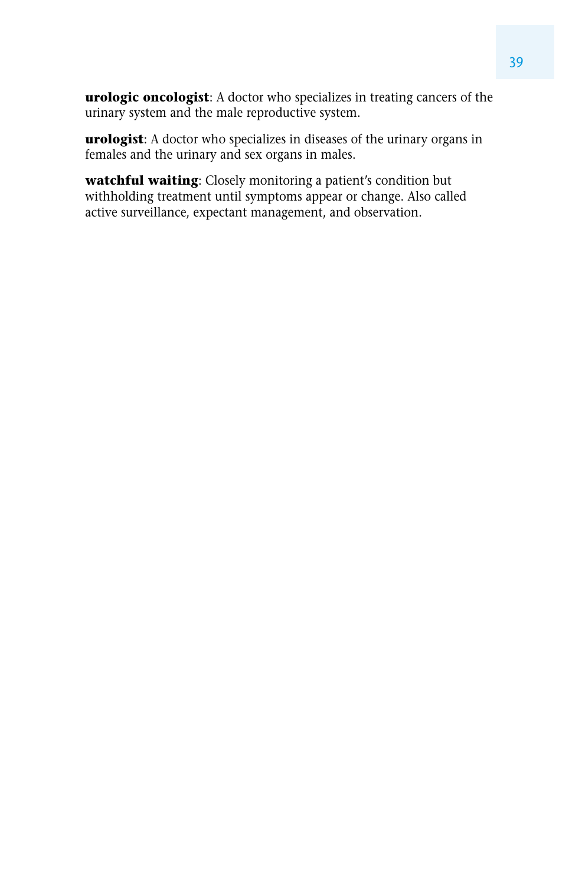**urologic oncologist**: A doctor who specializes in treating cancers of the urinary system and the male reproductive system.

**urologist**: A doctor who specializes in diseases of the urinary organs in females and the urinary and sex organs in males.

**watchful waiting**: Closely monitoring a patient's condition but withholding treatment until symptoms appear or change. Also called active surveillance, expectant management, and observation.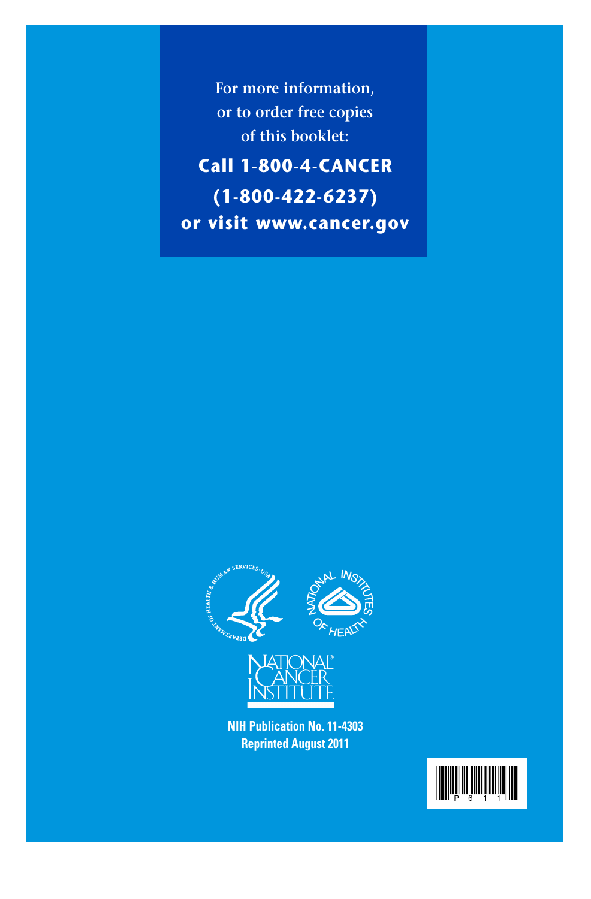For more information,
or to order free copies
of this booklet:

**Call 1-800-4-CANCER**

**(1-800-422-6237)**

**or visit www.cancer.gov**

**NIH Publication No. 11-4303**
**Reprinted August 2011**

P 6 1 1